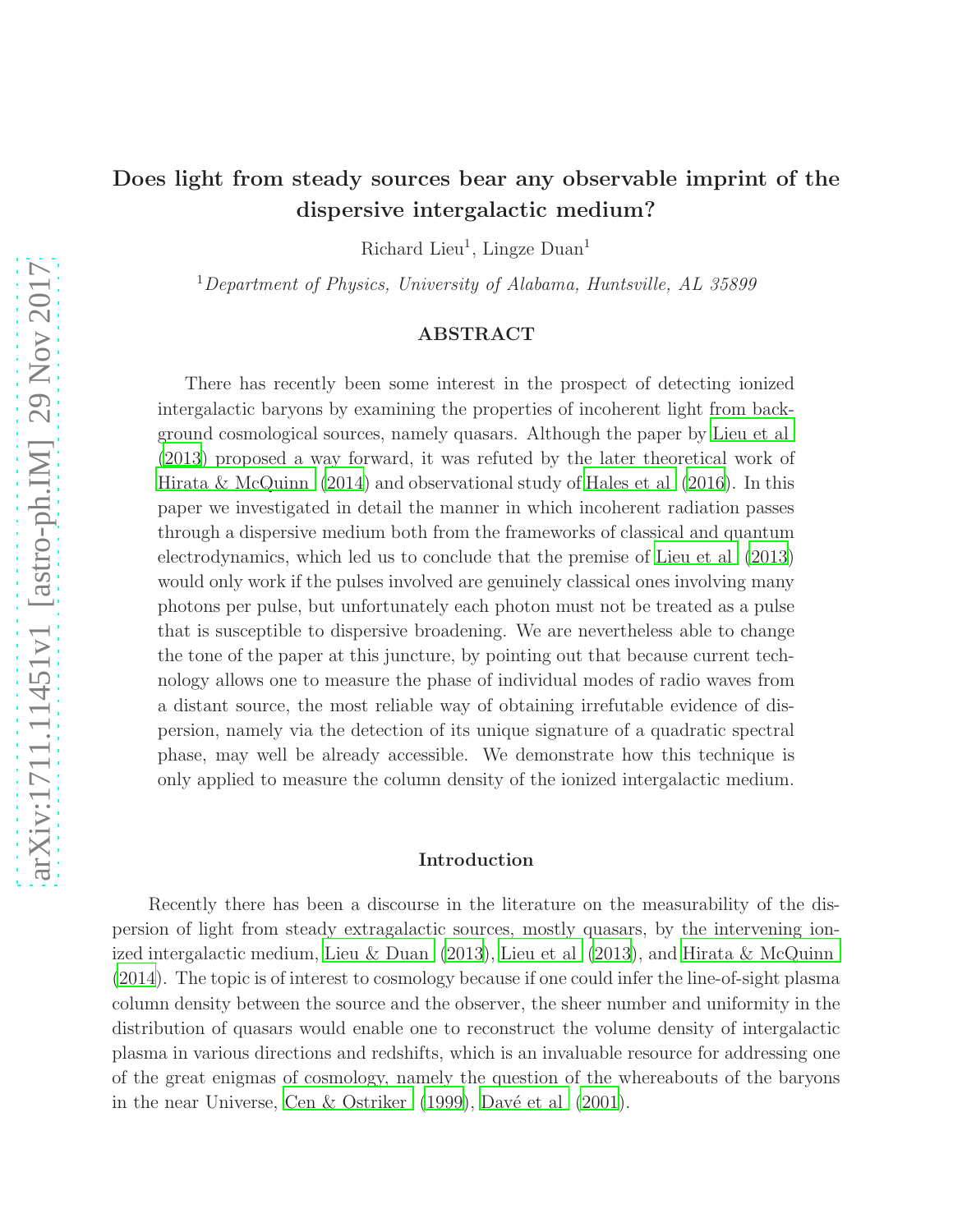# Does light from steady sources bear any observable imprint of the dispersive intergalactic medium?

Richard Lieu[1], Lingze Duan[1]

[1]*Department of Physics, University of Alabama, Huntsville, AL 35899*

## ABSTRACT

There has recently been some interest in the prospect of detecting ionized intergalactic baryons by examining the properties of incoherent light from background cosmological sources, namely quasars. Although the paper by Lieu et al (2013) proposed a way forward, it was refuted by the later theoretical work of Hirata & McQuinn (2014) and observational study of Hales et al (2016). In this paper we investigated in detail the manner in which incoherent radiation passes through a dispersive medium both from the frameworks of classical and quantum electrodynamics, which led us to conclude that the premise of Lieu et al (2013) would only work if the pulses involved are genuinely classical ones involving many photons per pulse, but unfortunately each photon must not be treated as a pulse that is susceptible to dispersive broadening. We are nevertheless able to change the tone of the paper at this juncture, by pointing out that because current technology allows one to measure the phase of individual modes of radio waves from a distant source, the most reliable way of obtaining irrefutable evidence of dispersion, namely via the detection of its unique signature of a quadratic spectral phase, may well be already accessible. We demonstrate how this technique is only applied to measure the column density of the ionized intergalactic medium.

## Introduction

Recently there has been a discourse in the literature on the measurability of the dispersion of light from steady extragalactic sources, mostly quasars, by the intervening ionized intergalactic medium, Lieu & Duan (2013), Lieu et al (2013), and Hirata & McQuinn (2014). The topic is of interest to cosmology because if one could infer the line-of-sight plasma column density between the source and the observer, the sheer number and uniformity in the distribution of quasars would enable one to reconstruct the volume density of intergalactic plasma in various directions and redshifts, which is an invaluable resource for addressing one of the great enigmas of cosmology, namely the question of the whereabouts of the baryons in the near Universe, Cen & Ostriker (1999), Davé et al (2001).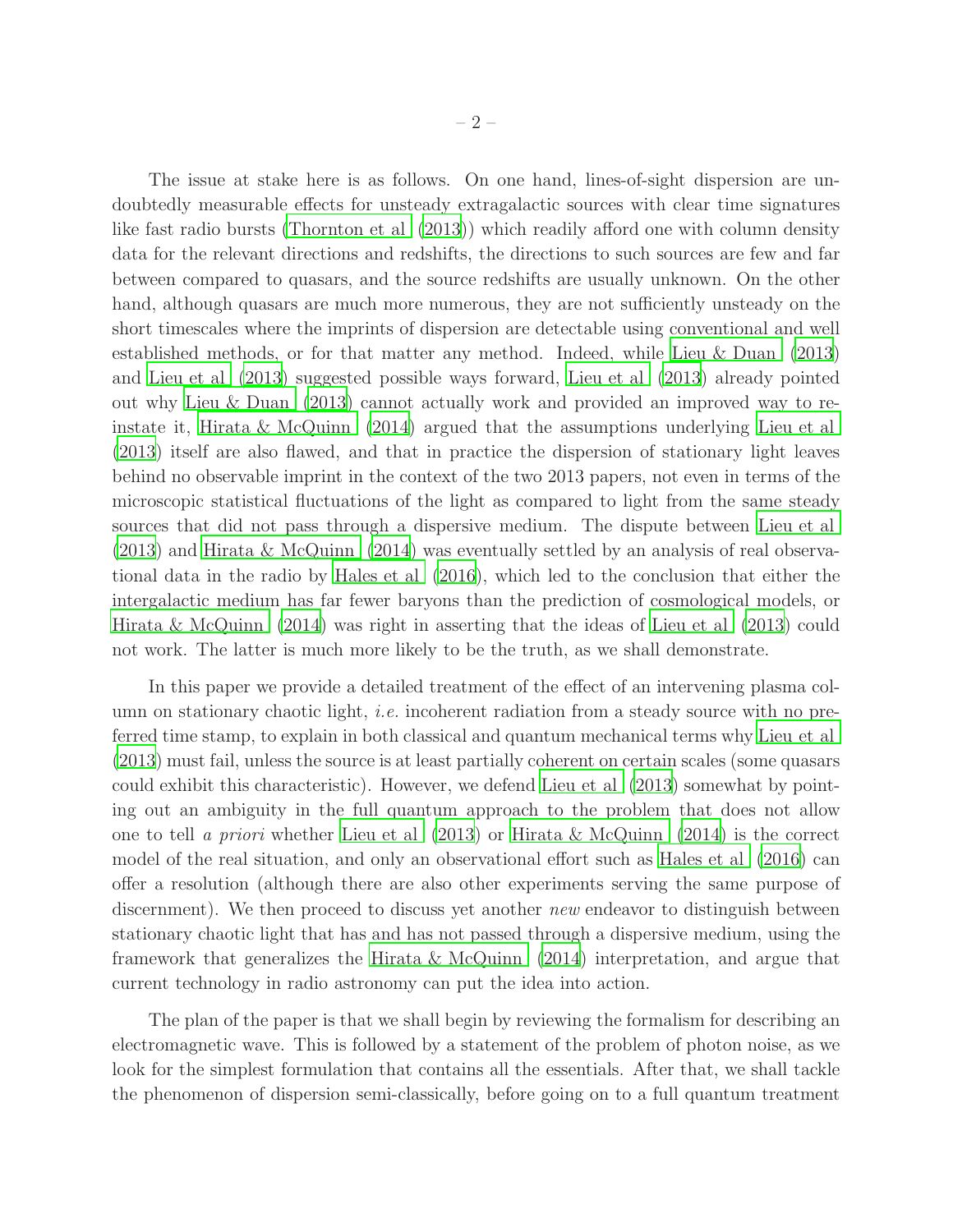The issue at stake here is as follows. On one hand, lines-of-sight dispersion are undoubtedly measurable effects for unsteady extragalactic sources with clear time signatures like fast radio bursts (Thornton et al (2013)) which readily afford one with column density data for the relevant directions and redshifts, the directions to such sources are few and far between compared to quasars, and the source redshifts are usually unknown. On the other hand, although quasars are much more numerous, they are not sufficiently unsteady on the short timescales where the imprints of dispersion are detectable using conventional and well established methods, or for that matter any method. Indeed, while Lieu & Duan (2013) and Lieu et al (2013) suggested possible ways forward, Lieu et al (2013) already pointed out why Lieu & Duan (2013) cannot actually work and provided an improved way to reinstate it, Hirata & McQuinn (2014) argued that the assumptions underlying Lieu et al (2013) itself are also flawed, and that in practice the dispersion of stationary light leaves behind no observable imprint in the context of the two 2013 papers, not even in terms of the microscopic statistical fluctuations of the light as compared to light from the same steady sources that did not pass through a dispersive medium. The dispute between Lieu et al (2013) and Hirata & McQuinn (2014) was eventually settled by an analysis of real observational data in the radio by Hales et al (2016), which led to the conclusion that either the intergalactic medium has far fewer baryons than the prediction of cosmological models, or Hirata & McQuinn (2014) was right in asserting that the ideas of Lieu et al (2013) could not work. The latter is much more likely to be the truth, as we shall demonstrate.

In this paper we provide a detailed treatment of the effect of an intervening plasma column on stationary chaotic light, *i.e.* incoherent radiation from a steady source with no preferred time stamp, to explain in both classical and quantum mechanical terms why Lieu et al (2013) must fail, unless the source is at least partially coherent on certain scales (some quasars could exhibit this characteristic). However, we defend Lieu et al (2013) somewhat by pointing out an ambiguity in the full quantum approach to the problem that does not allow one to tell *a priori* whether Lieu et al (2013) or Hirata & McQuinn (2014) is the correct model of the real situation, and only an observational effort such as Hales et al (2016) can offer a resolution (although there are also other experiments serving the same purpose of discernment). We then proceed to discuss yet another *new* endeavor to distinguish between stationary chaotic light that has and has not passed through a dispersive medium, using the framework that generalizes the Hirata & McQuinn (2014) interpretation, and argue that current technology in radio astronomy can put the idea into action.

The plan of the paper is that we shall begin by reviewing the formalism for describing an electromagnetic wave. This is followed by a statement of the problem of photon noise, as we look for the simplest formulation that contains all the essentials. After that, we shall tackle the phenomenon of dispersion semi-classically, before going on to a full quantum treatment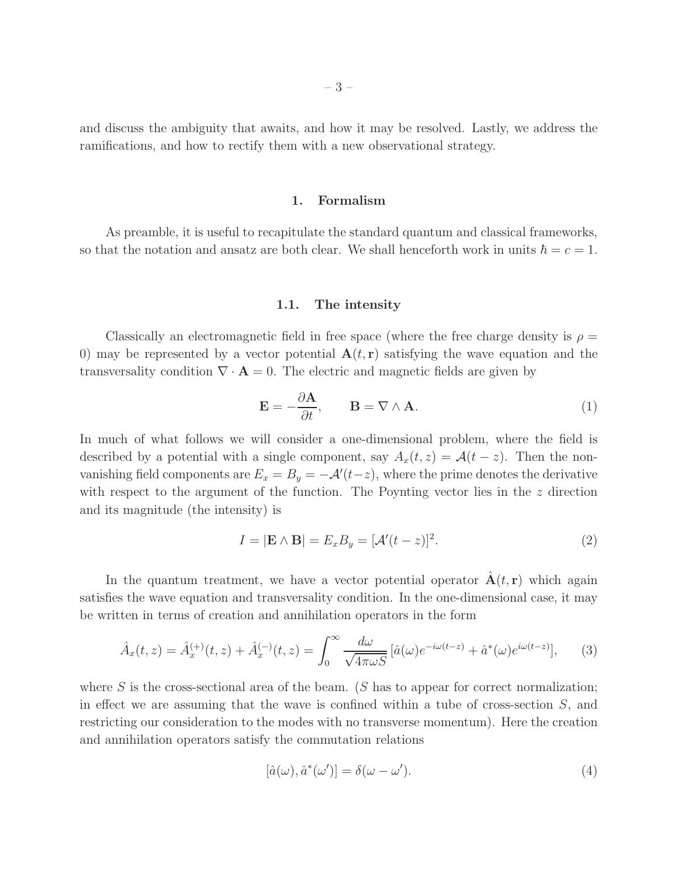and discuss the ambiguity that awaits, and how it may be resolved. Lastly, we address the ramifications, and how to rectify them with a new observational strategy.

## 1. Formalism

As preamble, it is useful to recapitulate the standard quantum and classical frameworks, so that the notation and ansatz are both clear. We shall henceforth work in units $\hbar = c = 1$.

### 1.1. The intensity

Classically an electromagnetic field in free space (where the free charge density is $\rho = 0$) may be represented by a vector potential $\mathbf{A}(t, \mathbf{r})$ satisfying the wave equation and the transversality condition $\nabla \cdot \mathbf{A} = 0$. The electric and magnetic fields are given by

$$\mathbf{E} = -\frac{\partial \mathbf{A}}{\partial t}, \qquad \mathbf{B} = \nabla \wedge \mathbf{A}. \tag{1}$$

In much of what follows we will consider a one-dimensional problem, where the field is described by a potential with a single component, say $A_x(t, z) = \mathcal{A}(t - z)$. Then the non-vanishing field components are $E_x = B_y = -\mathcal{A}'(t-z)$, where the prime denotes the derivative with respect to the argument of the function. The Poynting vector lies in the $z$ direction and its magnitude (the intensity) is

$$I = |\mathbf{E} \wedge \mathbf{B}| = E_x B_y = [\mathcal{A}'(t - z)]^2. \tag{2}$$

In the quantum treatment, we have a vector potential operator $\hat{\mathbf{A}}(t, \mathbf{r})$ which again satisfies the wave equation and transversality condition. In the one-dimensional case, it may be written in terms of creation and annihilation operators in the form

$$\hat{A}_x(t, z) = \hat{A}_x^{(+)}(t, z) + \hat{A}_x^{(-)}(t, z) = \int_0^\infty \frac{d\omega}{\sqrt{4\pi\omega S}} [\hat{a}(\omega) e^{-i\omega(t-z)} + \hat{a}^*(\omega) e^{i\omega(t-z)}], \tag{3}$$

where $S$ is the cross-sectional area of the beam. ($S$ has to appear for correct normalization; in effect we are assuming that the wave is confined within a tube of cross-section $S$, and restricting our consideration to the modes with no transverse momentum). Here the creation and annihilation operators satisfy the commutation relations

$$[\hat{a}(\omega), \hat{a}^*(\omega')] = \delta(\omega - \omega'). \tag{4}$$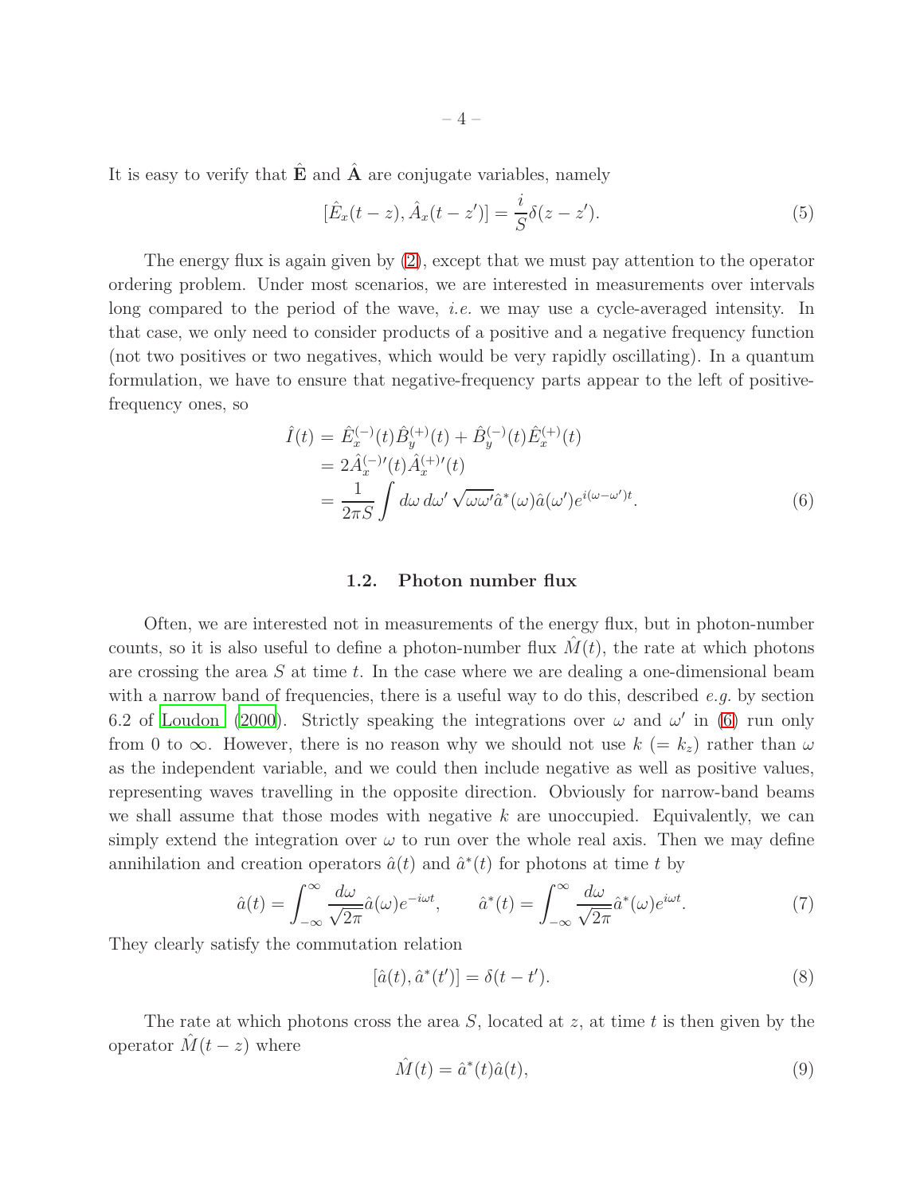It is easy to verify that $\hat{\mathbf{E}}$ and $\hat{\mathbf{A}}$ are conjugate variables, namely

$$[\hat{E}_x(t-z), \hat{A}_x(t-z')] = \frac{i}{S}\delta(z-z'). \tag{5}$$

The energy flux is again given by (2), except that we must pay attention to the operator ordering problem. Under most scenarios, we are interested in measurements over intervals long compared to the period of the wave, *i.e.* we may use a cycle-averaged intensity. In that case, we only need to consider products of a positive and a negative frequency function (not two positives or two negatives, which would be very rapidly oscillating). In a quantum formulation, we have to ensure that negative-frequency parts appear to the left of positive-frequency ones, so

$$\begin{aligned}
\hat{I}(t) &= \hat{E}_x^{(-)}(t)\hat{B}_y^{(+)}(t) + \hat{B}_y^{(-)}(t)\hat{E}_x^{(+)}(t) \\
&= 2\hat{A}_x^{(-)\prime}(t)\hat{A}_x^{(+)\prime}(t) \\
&= \frac{1}{2\pi S}\int d\omega\, d\omega'\, \sqrt{\omega\omega'}\hat{a}^*(\omega)\hat{a}(\omega')e^{i(\omega-\omega')t}.
\end{aligned} \tag{6}$$

### 1.2. Photon number flux

Often, we are interested not in measurements of the energy flux, but in photon-number counts, so it is also useful to define a photon-number flux $\hat{M}(t)$, the rate at which photons are crossing the area $S$ at time $t$. In the case where we are dealing a one-dimensional beam with a narrow band of frequencies, there is a useful way to do this, described *e.g.* by section 6.2 of Loudon (2000). Strictly speaking the integrations over $\omega$ and $\omega'$ in (6) run only from 0 to $\infty$. However, there is no reason why we should not use $k$ ($= k_z$) rather than $\omega$ as the independent variable, and we could then include negative as well as positive values, representing waves travelling in the opposite direction. Obviously for narrow-band beams we shall assume that those modes with negative $k$ are unoccupied. Equivalently, we can simply extend the integration over $\omega$ to run over the whole real axis. Then we may define annihilation and creation operators $\hat{a}(t)$ and $\hat{a}^*(t)$ for photons at time $t$ by

$$\hat{a}(t) = \int_{-\infty}^{\infty}\frac{d\omega}{\sqrt{2\pi}}\hat{a}(\omega)e^{-i\omega t}, \qquad \hat{a}^*(t) = \int_{-\infty}^{\infty}\frac{d\omega}{\sqrt{2\pi}}\hat{a}^*(\omega)e^{i\omega t}. \tag{7}$$

They clearly satisfy the commutation relation

$$[\hat{a}(t), \hat{a}^*(t')] = \delta(t-t'). \tag{8}$$

The rate at which photons cross the area $S$, located at $z$, at time $t$ is then given by the operator $\hat{M}(t-z)$ where

$$\hat{M}(t) = \hat{a}^*(t)\hat{a}(t), \tag{9}$$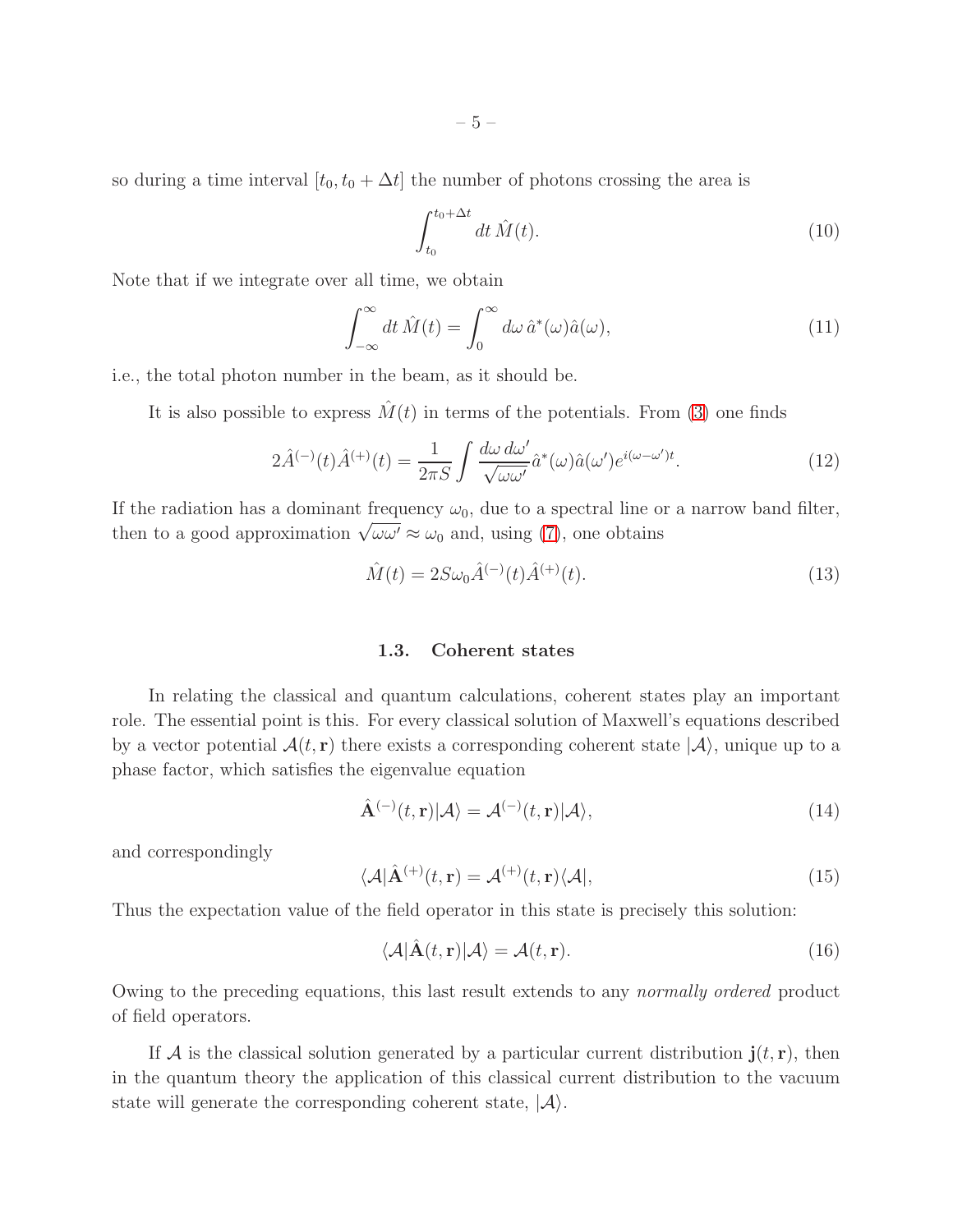so during a time interval $[t_0, t_0 + \Delta t]$ the number of photons crossing the area is

$$\int_{t_0}^{t_0+\Delta t} dt\, \hat{M}(t). \tag{10}$$

Note that if we integrate over all time, we obtain

$$\int_{-\infty}^{\infty} dt\, \hat{M}(t) = \int_{0}^{\infty} d\omega\, \hat{a}^*(\omega)\hat{a}(\omega), \tag{11}$$

i.e., the total photon number in the beam, as it should be.

It is also possible to express $\hat{M}(t)$ in terms of the potentials. From (3) one finds

$$2\hat{A}^{(-)}(t)\hat{A}^{(+)}(t) = \frac{1}{2\pi S}\int \frac{d\omega\, d\omega'}{\sqrt{\omega\omega'}} \hat{a}^*(\omega)\hat{a}(\omega')e^{i(\omega-\omega')t}. \tag{12}$$

If the radiation has a dominant frequency $\omega_0$, due to a spectral line or a narrow band filter, then to a good approximation $\sqrt{\omega\omega'} \approx \omega_0$ and, using (7), one obtains

$$\hat{M}(t) = 2S\omega_0\hat{A}^{(-)}(t)\hat{A}^{(+)}(t). \tag{13}$$

### 1.3. Coherent states

In relating the classical and quantum calculations, coherent states play an important role. The essential point is this. For every classical solution of Maxwell's equations described by a vector potential $\mathcal{A}(t,\mathbf{r})$ there exists a corresponding coherent state $|\mathcal{A}\rangle$, unique up to a phase factor, which satisfies the eigenvalue equation

$$\hat{\mathbf{A}}^{(-)}(t,\mathbf{r})|\mathcal{A}\rangle = \mathcal{A}^{(-)}(t,\mathbf{r})|\mathcal{A}\rangle, \tag{14}$$

and correspondingly

$$\langle\mathcal{A}|\hat{\mathbf{A}}^{(+)}(t,\mathbf{r}) = \mathcal{A}^{(+)}(t,\mathbf{r})\langle\mathcal{A}|, \tag{15}$$

Thus the expectation value of the field operator in this state is precisely this solution:

$$\langle\mathcal{A}|\hat{\mathbf{A}}(t,\mathbf{r})|\mathcal{A}\rangle = \mathcal{A}(t,\mathbf{r}). \tag{16}$$

Owing to the preceding equations, this last result extends to any *normally ordered* product of field operators.

If $\mathcal{A}$ is the classical solution generated by a particular current distribution $\mathbf{j}(t,\mathbf{r})$, then in the quantum theory the application of this classical current distribution to the vacuum state will generate the corresponding coherent state, $|\mathcal{A}\rangle$.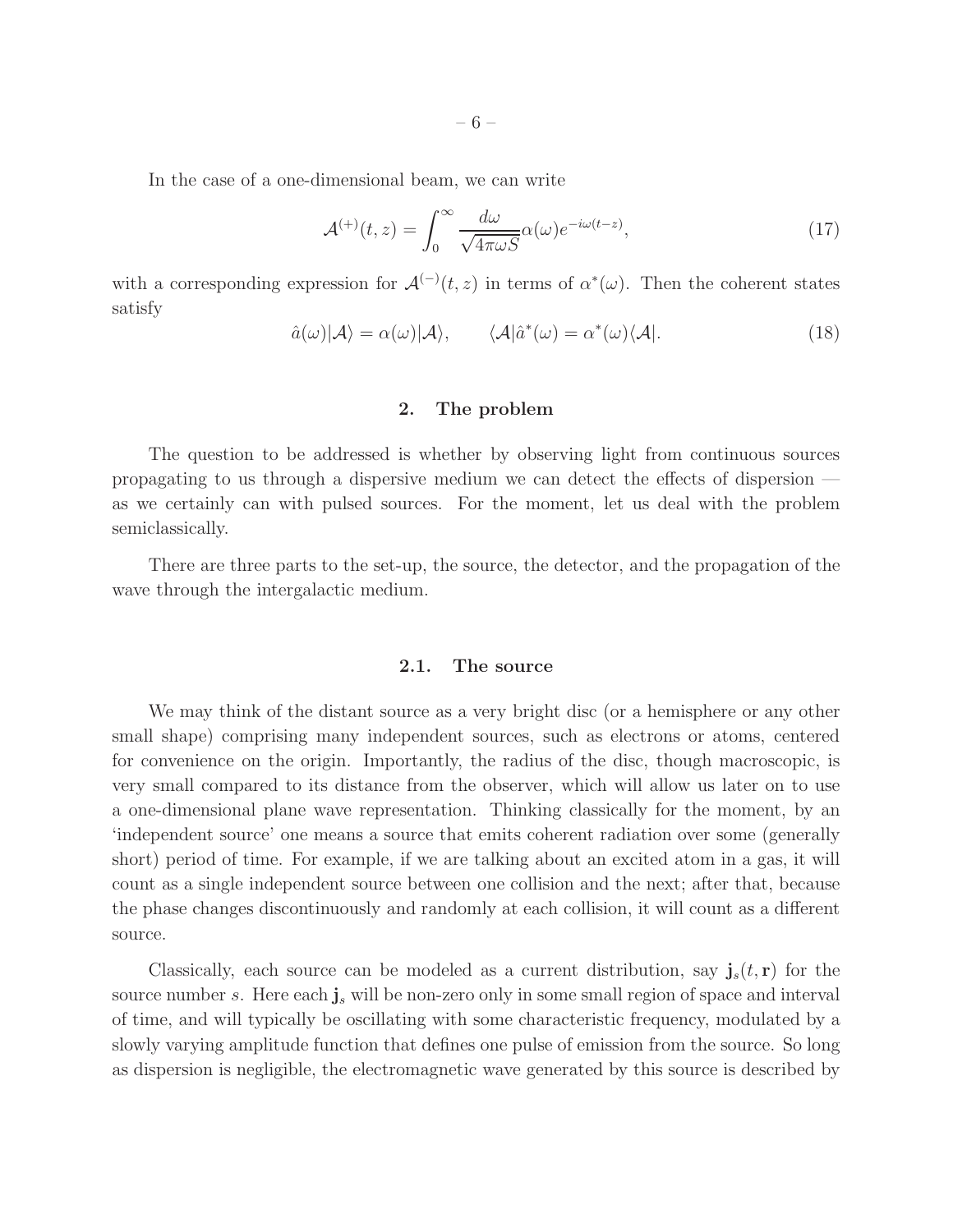In the case of a one-dimensional beam, we can write

$$\mathcal{A}^{(+)}(t,z) = \int_0^\infty \frac{d\omega}{\sqrt{4\pi\omega S}} \alpha(\omega) e^{-i\omega(t-z)}, \tag{17}$$

with a corresponding expression for $\mathcal{A}^{(-)}(t,z)$ in terms of $\alpha^*(\omega)$. Then the coherent states satisfy

$$\hat{a}(\omega)|\mathcal{A}\rangle = \alpha(\omega)|\mathcal{A}\rangle, \qquad \langle\mathcal{A}|\hat{a}^*(\omega) = \alpha^*(\omega)\langle\mathcal{A}|. \tag{18}$$

## 2. The problem

The question to be addressed is whether by observing light from continuous sources propagating to us through a dispersive medium we can detect the effects of dispersion — as we certainly can with pulsed sources. For the moment, let us deal with the problem semiclassically.

There are three parts to the set-up, the source, the detector, and the propagation of the wave through the intergalactic medium.

### 2.1. The source

We may think of the distant source as a very bright disc (or a hemisphere or any other small shape) comprising many independent sources, such as electrons or atoms, centered for convenience on the origin. Importantly, the radius of the disc, though macroscopic, is very small compared to its distance from the observer, which will allow us later on to use a one-dimensional plane wave representation. Thinking classically for the moment, by an 'independent source' one means a source that emits coherent radiation over some (generally short) period of time. For example, if we are talking about an excited atom in a gas, it will count as a single independent source between one collision and the next; after that, because the phase changes discontinuously and randomly at each collision, it will count as a different source.

Classically, each source can be modeled as a current distribution, say $\mathbf{j}_s(t,\mathbf{r})$ for the source number $s$. Here each $\mathbf{j}_s$ will be non-zero only in some small region of space and interval of time, and will typically be oscillating with some characteristic frequency, modulated by a slowly varying amplitude function that defines one pulse of emission from the source. So long as dispersion is negligible, the electromagnetic wave generated by this source is described by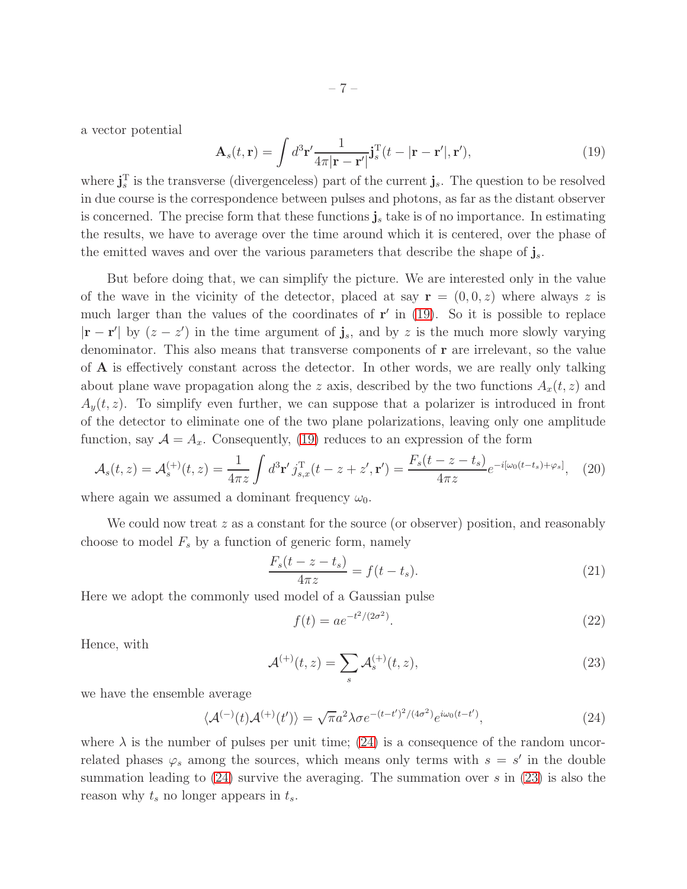a vector potential

$$\mathbf{A}_s(t, \mathbf{r}) = \int d^3\mathbf{r}' \frac{1}{4\pi|\mathbf{r} - \mathbf{r}'|} \mathbf{j}_s^{\mathrm{T}}(t - |\mathbf{r} - \mathbf{r}'|, \mathbf{r}'), \tag{19}$$

where $\mathbf{j}_s^{\mathrm{T}}$ is the transverse (divergenceless) part of the current $\mathbf{j}_s$. The question to be resolved in due course is the correspondence between pulses and photons, as far as the distant observer is concerned. The precise form that these functions $\mathbf{j}_s$ take is of no importance. In estimating the results, we have to average over the time around which it is centered, over the phase of the emitted waves and over the various parameters that describe the shape of $\mathbf{j}_s$.

But before doing that, we can simplify the picture. We are interested only in the value of the wave in the vicinity of the detector, placed at say $\mathbf{r} = (0, 0, z)$ where always $z$ is much larger than the values of the coordinates of $\mathbf{r}'$ in (19). So it is possible to replace $|\mathbf{r} - \mathbf{r}'|$ by $(z - z')$ in the time argument of $\mathbf{j}_s$, and by $z$ is the much more slowly varying denominator. This also means that transverse components of $\mathbf{r}$ are irrelevant, so the value of $\mathbf{A}$ is effectively constant across the detector. In other words, we are really only talking about plane wave propagation along the $z$ axis, described by the two functions $A_x(t, z)$ and $A_y(t, z)$. To simplify even further, we can suppose that a polarizer is introduced in front of the detector to eliminate one of the two plane polarizations, leaving only one amplitude function, say $\mathcal{A} = A_x$. Consequently, (19) reduces to an expression of the form

$$\mathcal{A}_s(t, z) = \mathcal{A}_s^{(+)}(t, z) = \frac{1}{4\pi z} \int d^3\mathbf{r}' \, j_{s,x}^{\mathrm{T}}(t - z + z', \mathbf{r}') = \frac{F_s(t - z - t_s)}{4\pi z} e^{-i[\omega_0(t - t_s) + \varphi_s]}, \tag{20}$$

where again we assumed a dominant frequency $\omega_0$.

We could now treat $z$ as a constant for the source (or observer) position, and reasonably choose to model $F_s$ by a function of generic form, namely

$$\frac{F_s(t - z - t_s)}{4\pi z} = f(t - t_s). \tag{21}$$

Here we adopt the commonly used model of a Gaussian pulse

$$f(t) = a e^{-t^2/(2\sigma^2)}. \tag{22}$$

Hence, with

$$\mathcal{A}^{(+)}(t, z) = \sum_s \mathcal{A}_s^{(+)}(t, z), \tag{23}$$

we have the ensemble average

$$\langle \mathcal{A}^{(-)}(t) \mathcal{A}^{(+)}(t') \rangle = \sqrt{\pi} a^2 \lambda \sigma e^{-(t-t')^2/(4\sigma^2)} e^{i\omega_0(t-t')}, \tag{24}$$

where $\lambda$ is the number of pulses per unit time; (24) is a consequence of the random uncorrelated phases $\varphi_s$ among the sources, which means only terms with $s = s'$ in the double summation leading to (24) survive the averaging. The summation over $s$ in (23) is also the reason why $t_s$ no longer appears in $t_s$.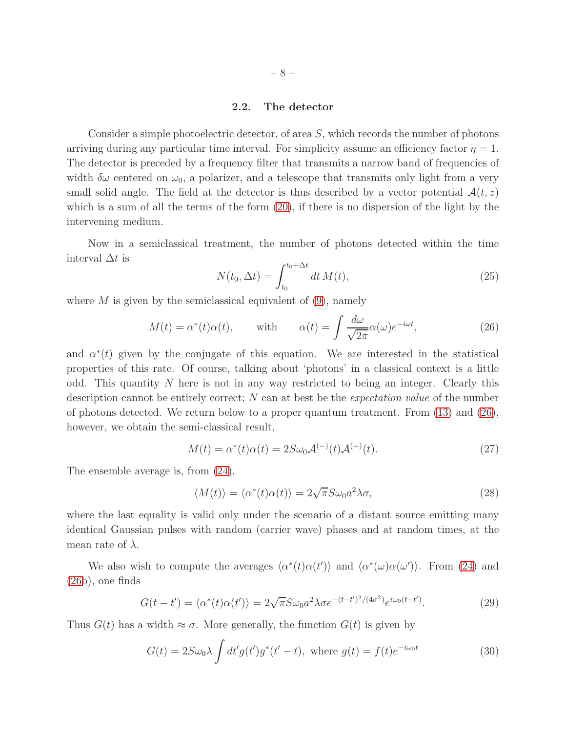### 2.2. The detector

Consider a simple photoelectric detector, of area $S$, which records the number of photons arriving during any particular time interval. For simplicity assume an efficiency factor $\eta = 1$. The detector is preceded by a frequency filter that transmits a narrow band of frequencies of width $\delta\omega$ centered on $\omega_0$, a polarizer, and a telescope that transmits only light from a very small solid angle. The field at the detector is thus described by a vector potential $\mathcal{A}(t, z)$ which is a sum of all the terms of the form (20), if there is no dispersion of the light by the intervening medium.

Now in a semiclassical treatment, the number of photons detected within the time interval $\Delta t$ is

$$N(t_0, \Delta t) = \int_{t_0}^{t_0+\Delta t} dt\, M(t), \tag{25}$$

where $M$ is given by the semiclassical equivalent of (9), namely

$$M(t) = \alpha^*(t)\alpha(t), \qquad \text{with} \qquad \alpha(t) = \int \frac{d\omega}{\sqrt{2\pi}} \alpha(\omega) e^{-i\omega t}, \tag{26}$$

and $\alpha^*(t)$ given by the conjugate of this equation. We are interested in the statistical properties of this rate. Of course, talking about 'photons' in a classical context is a little odd. This quantity $N$ here is not in any way restricted to being an integer. Clearly this description cannot be entirely correct; $N$ can at best be the *expectation value* of the number of photons detected. We return below to a proper quantum treatment. From (13) and (26), however, we obtain the semi-classical result,

$$M(t) = \alpha^*(t)\alpha(t) = 2S\omega_0 \mathcal{A}^{(-)}(t)\mathcal{A}^{(+)}(t). \tag{27}$$

The ensemble average is, from (24),

$$\langle M(t) \rangle = \langle \alpha^*(t)\alpha(t) \rangle = 2\sqrt{\pi} S\omega_0 a^2 \lambda \sigma, \tag{28}$$

where the last equality is valid only under the scenario of a distant source emitting many identical Gaussian pulses with random (carrier wave) phases and at random times, at the mean rate of $\lambda$.

We also wish to compute the averages $\langle \alpha^*(t)\alpha(t') \rangle$ and $\langle \alpha^*(\omega)\alpha(\omega') \rangle$. From (24) and (26b), one finds

$$G(t - t') = \langle \alpha^*(t)\alpha(t') \rangle = 2\sqrt{\pi} S\omega_0 a^2 \lambda \sigma e^{-(t-t')^2/(4\sigma^2)} e^{i\omega_0(t-t')}. \tag{29}$$

Thus $G(t)$ has a width $\approx \sigma$. More generally, the function $G(t)$ is given by

$$G(t) = 2S\omega_0 \lambda \int dt' g(t') g^*(t' - t), \text{ where } g(t) = f(t) e^{-i\omega_0 t} \tag{30}$$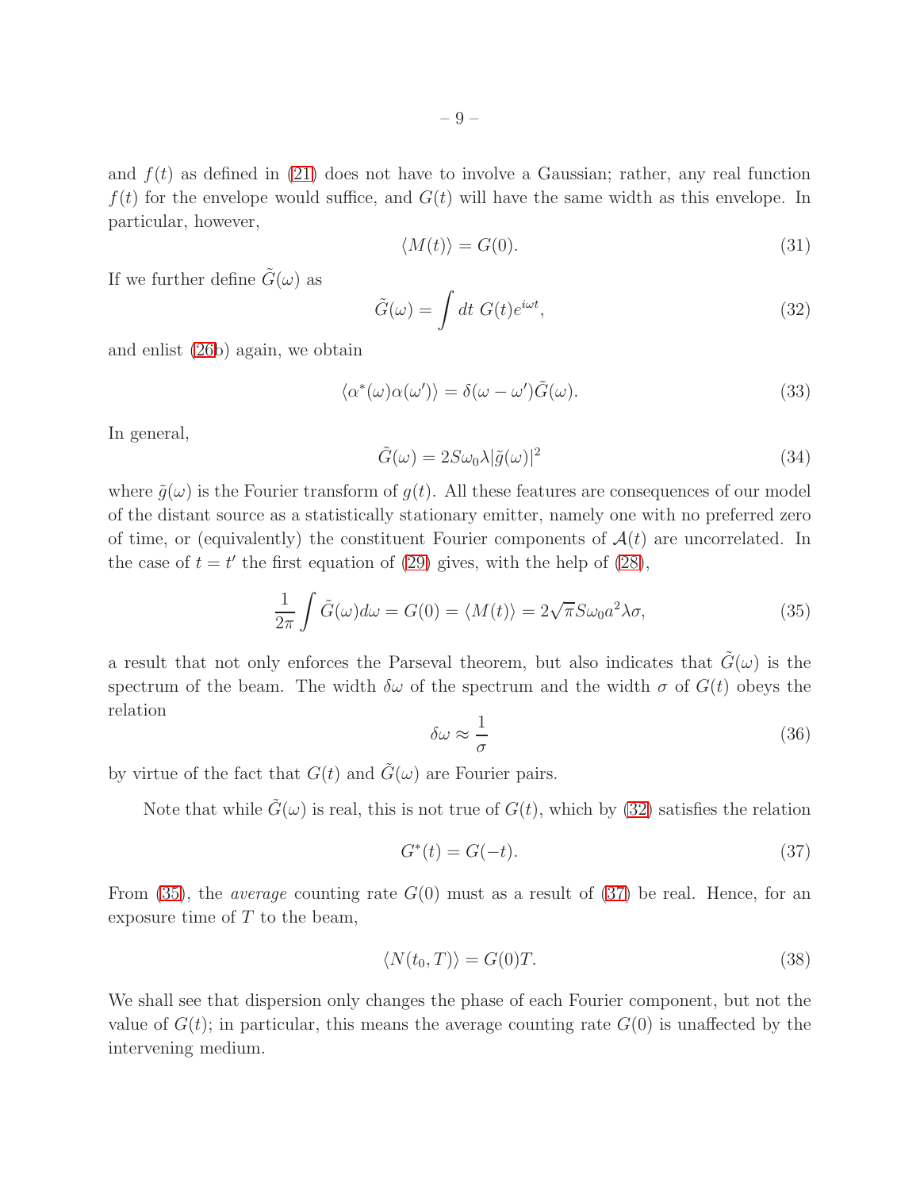and $f(t)$ as defined in (21) does not have to involve a Gaussian; rather, any real function $f(t)$ for the envelope would suffice, and $G(t)$ will have the same width as this envelope. In particular, however,

$$\langle M(t) \rangle = G(0). \tag{31}$$

If we further define $\tilde{G}(\omega)$ as

$$\tilde{G}(\omega) = \int dt \; G(t) e^{i\omega t}, \tag{32}$$

and enlist (26b) again, we obtain

$$\langle \alpha^*(\omega)\alpha(\omega') \rangle = \delta(\omega - \omega')\tilde{G}(\omega). \tag{33}$$

In general,

$$\tilde{G}(\omega) = 2S\omega_0 \lambda |\tilde{g}(\omega)|^2 \tag{34}$$

where $\tilde{g}(\omega)$ is the Fourier transform of $g(t)$. All these features are consequences of our model of the distant source as a statistically stationary emitter, namely one with no preferred zero of time, or (equivalently) the constituent Fourier components of $\mathcal{A}(t)$ are uncorrelated. In the case of $t = t'$ the first equation of (29) gives, with the help of (28),

$$\frac{1}{2\pi} \int \tilde{G}(\omega) d\omega = G(0) = \langle M(t) \rangle = 2\sqrt{\pi} S\omega_0 a^2 \lambda \sigma, \tag{35}$$

a result that not only enforces the Parseval theorem, but also indicates that $\tilde{G}(\omega)$ is the spectrum of the beam. The width $\delta\omega$ of the spectrum and the width $\sigma$ of $G(t)$ obeys the relation

$$\delta\omega \approx \frac{1}{\sigma} \tag{36}$$

by virtue of the fact that $G(t)$ and $\tilde{G}(\omega)$ are Fourier pairs.

Note that while $\tilde{G}(\omega)$ is real, this is not true of $G(t)$, which by (32) satisfies the relation

$$G^*(t) = G(-t). \tag{37}$$

From (35), the *average* counting rate $G(0)$ must as a result of (37) be real. Hence, for an exposure time of $T$ to the beam,

$$\langle N(t_0, T) \rangle = G(0)T. \tag{38}$$

We shall see that dispersion only changes the phase of each Fourier component, but not the value of $G(t)$; in particular, this means the average counting rate $G(0)$ is unaffected by the intervening medium.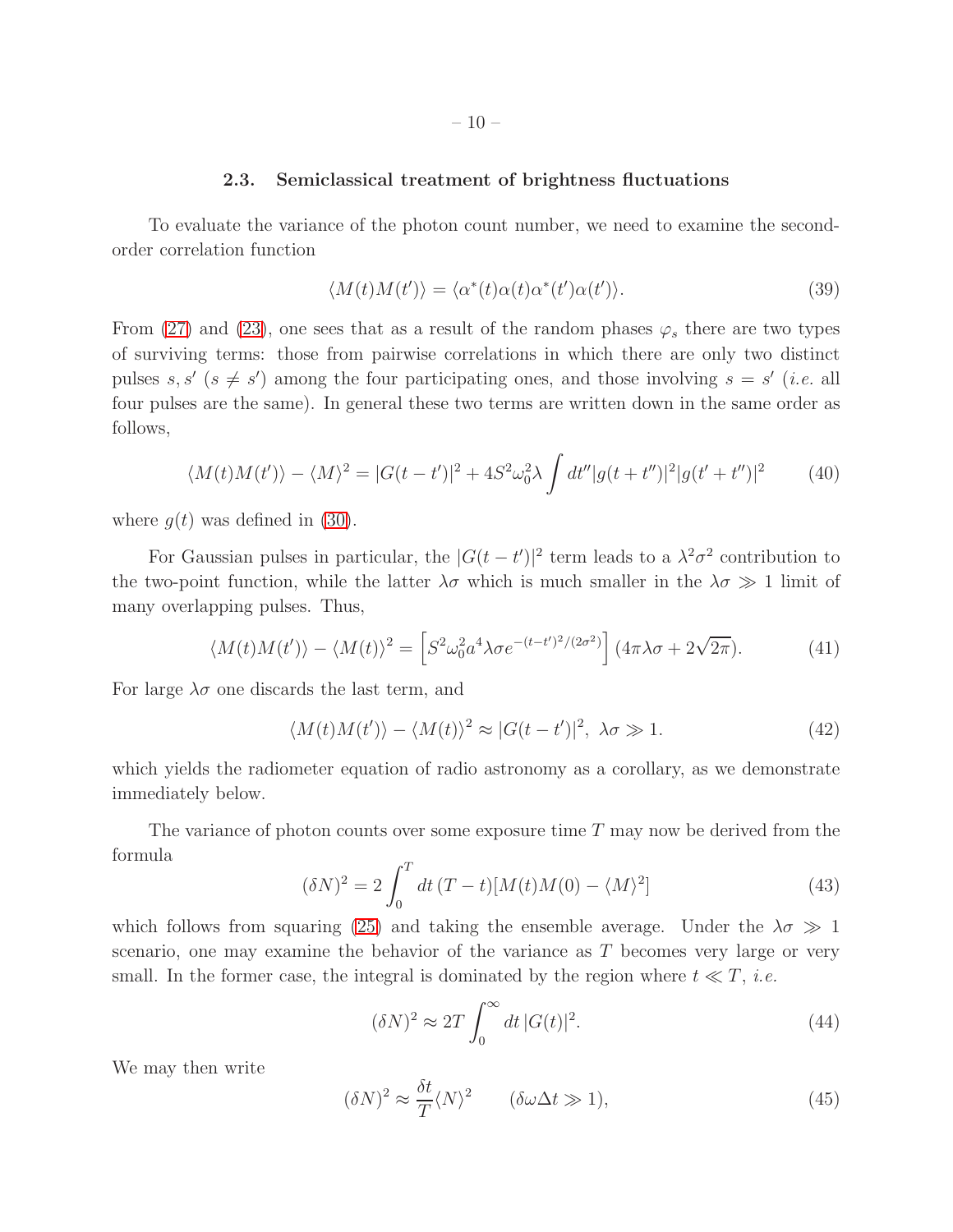### 2.3. Semiclassical treatment of brightness fluctuations

To evaluate the variance of the photon count number, we need to examine the second-order correlation function

$$\langle M(t)M(t')\rangle = \langle \alpha^*(t)\alpha(t)\alpha^*(t')\alpha(t')\rangle. \tag{39}$$

From (27) and (23), one sees that as a result of the random phases $\varphi_s$ there are two types of surviving terms: those from pairwise correlations in which there are only two distinct pulses $s, s'$ ($s \neq s'$) among the four participating ones, and those involving $s = s'$ (*i.e.* all four pulses are the same). In general these two terms are written down in the same order as follows,

$$\langle M(t)M(t')\rangle - \langle M\rangle^2 = |G(t-t')|^2 + 4S^2\omega_0^2\lambda \int dt'' |g(t+t'')|^2 |g(t'+t'')|^2 \tag{40}$$

where $g(t)$ was defined in (30).

For Gaussian pulses in particular, the $|G(t-t')|^2$ term leads to a $\lambda^2\sigma^2$ contribution to the two-point function, while the latter $\lambda\sigma$ which is much smaller in the $\lambda\sigma \gg 1$ limit of many overlapping pulses. Thus,

$$\langle M(t)M(t')\rangle - \langle M(t)\rangle^2 = \left[S^2\omega_0^2 a^4 \lambda\sigma e^{-(t-t')^2/(2\sigma^2)}\right](4\pi\lambda\sigma + 2\sqrt{2\pi}). \tag{41}$$

For large $\lambda\sigma$ one discards the last term, and

$$\langle M(t)M(t')\rangle - \langle M(t)\rangle^2 \approx |G(t-t')|^2, \ \lambda\sigma \gg 1. \tag{42}$$

which yields the radiometer equation of radio astronomy as a corollary, as we demonstrate immediately below.

The variance of photon counts over some exposure time $T$ may now be derived from the formula

$$(\delta N)^2 = 2\int_0^T dt\, (T-t)[M(t)M(0) - \langle M\rangle^2] \tag{43}$$

which follows from squaring (25) and taking the ensemble average. Under the $\lambda\sigma \gg 1$ scenario, one may examine the behavior of the variance as $T$ becomes very large or very small. In the former case, the integral is dominated by the region where $t \ll T$, *i.e.*

$$(\delta N)^2 \approx 2T\int_0^\infty dt\, |G(t)|^2. \tag{44}$$

We may then write

$$(\delta N)^2 \approx \frac{\delta t}{T}\langle N\rangle^2 \qquad (\delta\omega\Delta t \gg 1), \tag{45}$$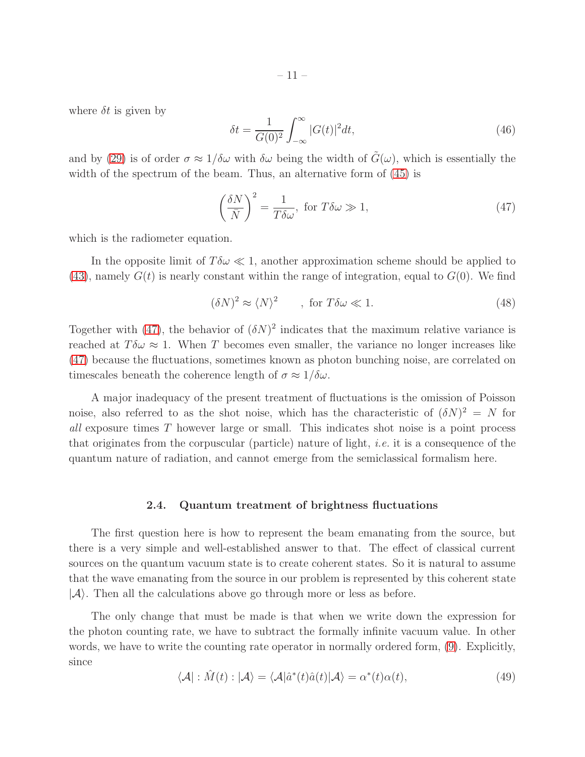where $\delta t$ is given by

$$\delta t = \frac{1}{G(0)^2} \int_{-\infty}^{\infty} |G(t)|^2 dt, \tag{46}$$

and by (29) is of order $\sigma \approx 1/\delta\omega$ with $\delta\omega$ being the width of $\tilde{G}(\omega)$, which is essentially the width of the spectrum of the beam. Thus, an alternative form of (45) is

$$\left(\frac{\delta N}{\bar{N}}\right)^2 = \frac{1}{T\delta\omega}, \text{ for } T\delta\omega \gg 1, \tag{47}$$

which is the radiometer equation.

In the opposite limit of $T\delta\omega \ll 1$, another approximation scheme should be applied to (43), namely $G(t)$ is nearly constant within the range of integration, equal to $G(0)$. We find

$$(\delta N)^2 \approx \langle N \rangle^2 \qquad , \text{ for } T\delta\omega \ll 1. \tag{48}$$

Together with (47), the behavior of $(\delta N)^2$ indicates that the maximum relative variance is reached at $T\delta\omega \approx 1$. When $T$ becomes even smaller, the variance no longer increases like (47) because the fluctuations, sometimes known as photon bunching noise, are correlated on timescales beneath the coherence length of $\sigma \approx 1/\delta\omega$.

A major inadequacy of the present treatment of fluctuations is the omission of Poisson noise, also referred to as the shot noise, which has the characteristic of $(\delta N)^2 = N$ for *all* exposure times $T$ however large or small. This indicates shot noise is a point process that originates from the corpuscular (particle) nature of light, *i.e.* it is a consequence of the quantum nature of radiation, and cannot emerge from the semiclassical formalism here.

### 2.4. Quantum treatment of brightness fluctuations

The first question here is how to represent the beam emanating from the source, but there is a very simple and well-established answer to that. The effect of classical current sources on the quantum vacuum state is to create coherent states. So it is natural to assume that the wave emanating from the source in our problem is represented by this coherent state $|\mathcal{A}\rangle$. Then all the calculations above go through more or less as before.

The only change that must be made is that when we write down the expression for the photon counting rate, we have to subtract the formally infinite vacuum value. In other words, we have to write the counting rate operator in normally ordered form, (9). Explicitly, since

$$\langle \mathcal{A} | : \hat{M}(t) : | \mathcal{A} \rangle = \langle \mathcal{A} | \hat{a}^*(t) \hat{a}(t) | \mathcal{A} \rangle = \alpha^*(t)\alpha(t), \tag{49}$$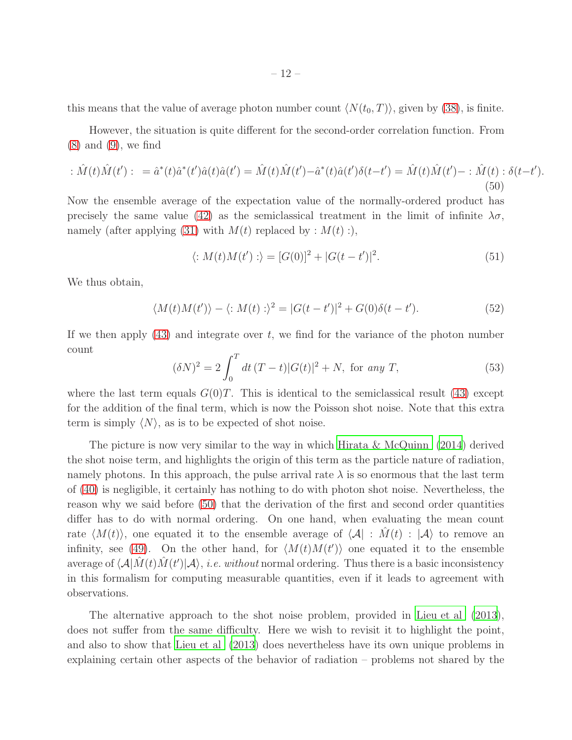this means that the value of average photon number count $\langle N(t_0, T)\rangle$, given by (38), is finite.

However, the situation is quite different for the second-order correlation function. From (8) and (9), we find

$$: \hat{M}(t)\hat{M}(t') : \ = \hat{a}^*(t)\hat{a}^*(t')\hat{a}(t)\hat{a}(t') = \hat{M}(t)\hat{M}(t') - \hat{a}^*(t)\hat{a}(t')\delta(t-t') = \hat{M}(t)\hat{M}(t') - :\hat{M}(t):\delta(t-t'). \tag{50}$$

Now the ensemble average of the expectation value of the normally-ordered product has precisely the same value (42) as the semiclassical treatment in the limit of infinite $\lambda\sigma$, namely (after applying (31) with $M(t)$ replaced by $: M(t) :$),

$$\langle : M(t)M(t') : \rangle = [G(0)]^2 + |G(t-t')|^2. \tag{51}$$

We thus obtain,

$$\langle M(t)M(t')\rangle - \langle : M(t) : \rangle^2 = |G(t-t')|^2 + G(0)\delta(t-t'). \tag{52}$$

If we then apply (43) and integrate over $t$, we find for the variance of the photon number count

$$(\delta N)^2 = 2\int_0^T dt\,(T-t)|G(t)|^2 + N, \text{ for } any\ T, \tag{53}$$

where the last term equals $G(0)T$. This is identical to the semiclassical result (43) except for the addition of the final term, which is now the Poisson shot noise. Note that this extra term is simply $\langle N\rangle$, as is to be expected of shot noise.

The picture is now very similar to the way in which Hirata & McQuinn (2014) derived the shot noise term, and highlights the origin of this term as the particle nature of radiation, namely photons. In this approach, the pulse arrival rate $\lambda$ is so enormous that the last term of (40) is negligible, it certainly has nothing to do with photon shot noise. Nevertheless, the reason why we said before (50) that the derivation of the first and second order quantities differ has to do with normal ordering. On one hand, when evaluating the mean count rate $\langle M(t)\rangle$, one equated it to the ensemble average of $\langle \mathcal{A}| : \hat{M}(t) : |\mathcal{A}\rangle$ to remove an infinity, see (49). On the other hand, for $\langle M(t)M(t')\rangle$ one equated it to the ensemble average of $\langle \mathcal{A}|\hat{M}(t)\hat{M}(t')|\mathcal{A}\rangle$, *i.e. without* normal ordering. Thus there is a basic inconsistency in this formalism for computing measurable quantities, even if it leads to agreement with observations.

The alternative approach to the shot noise problem, provided in Lieu et al. (2013), does not suffer from the same difficulty. Here we wish to revisit it to highlight the point, and also to show that Lieu et al. (2013) does nevertheless have its own unique problems in explaining certain other aspects of the behavior of radiation – problems not shared by the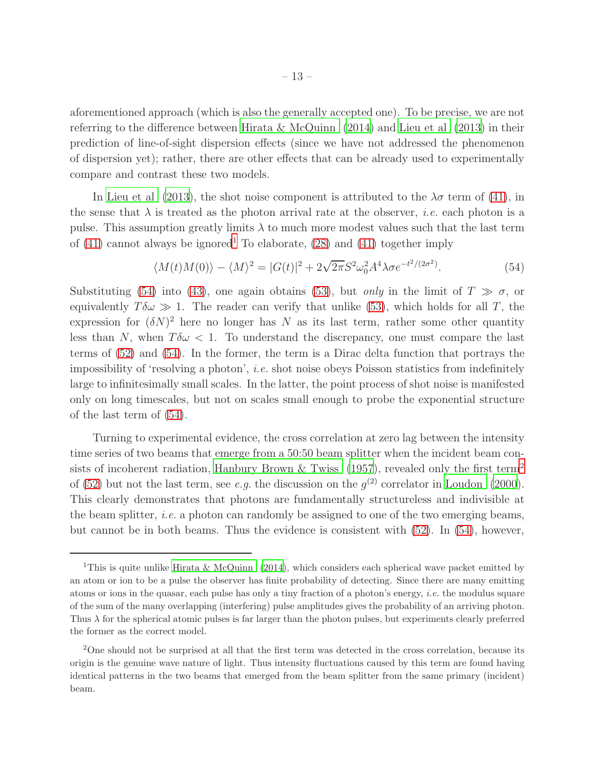aforementioned approach (which is also the generally accepted one). To be precise, we are not referring to the difference between Hirata & McQuinn (2014) and Lieu et al (2013) in their prediction of line-of-sight dispersion effects (since we have not addressed the phenomenon of dispersion yet); rather, there are other effects that can be already used to experimentally compare and contrast these two models.

In Lieu et al (2013), the shot noise component is attributed to the $\lambda\sigma$ term of (41), in the sense that $\lambda$ is treated as the photon arrival rate at the observer, *i.e.* each photon is a pulse. This assumption greatly limits $\lambda$ to much more modest values such that the last term of (41) cannot always be ignored[1] To elaborate, (28) and (41) together imply

$$\langle M(t)M(0)\rangle - \langle M\rangle^2 = |G(t)|^2 + 2\sqrt{2\pi}S^2\omega_0^2 A^4 \lambda\sigma e^{-t^2/(2\sigma^2)}. \tag{54}$$

Substituting (54) into (43), one again obtains (53), but *only* in the limit of $T \gg \sigma$, or equivalently $T\delta\omega \gg 1$. The reader can verify that unlike (53), which holds for all $T$, the expression for $(\delta N)^2$ here no longer has $N$ as its last term, rather some other quantity less than $N$, when $T\delta\omega < 1$. To understand the discrepancy, one must compare the last terms of (52) and (54). In the former, the term is a Dirac delta function that portrays the impossibility of 'resolving a photon', *i.e.* shot noise obeys Poisson statistics from indefinitely large to infinitesimally small scales. In the latter, the point process of shot noise is manifested only on long timescales, but not on scales small enough to probe the exponential structure of the last term of (54).

Turning to experimental evidence, the cross correlation at zero lag between the intensity time series of two beams that emerge from a 50:50 beam splitter when the incident beam consists of incoherent radiation, Hanbury Brown & Twiss (1957), revealed only the first term[2] of (52) but not the last term, see *e.g.* the discussion on the $g^{(2)}$ correlator in Loudon (2000). This clearly demonstrates that photons are fundamentally structureless and indivisible at the beam splitter, *i.e.* a photon can randomly be assigned to one of the two emerging beams, but cannot be in both beams. Thus the evidence is consistent with (52). In (54), however,

---

[1]This is quite unlike Hirata & McQuinn (2014), which considers each spherical wave packet emitted by an atom or ion to be a pulse the observer has finite probability of detecting. Since there are many emitting atoms or ions in the quasar, each pulse has only a tiny fraction of a photon's energy, *i.e.* the modulus square of the sum of the many overlapping (interfering) pulse amplitudes gives the probability of an arriving photon. Thus $\lambda$ for the spherical atomic pulses is far larger than the photon pulses, but experiments clearly preferred the former as the correct model.

[2]One should not be surprised at all that the first term was detected in the cross correlation, because its origin is the genuine wave nature of light. Thus intensity fluctuations caused by this term are found having identical patterns in the two beams that emerged from the beam splitter from the same primary (incident) beam.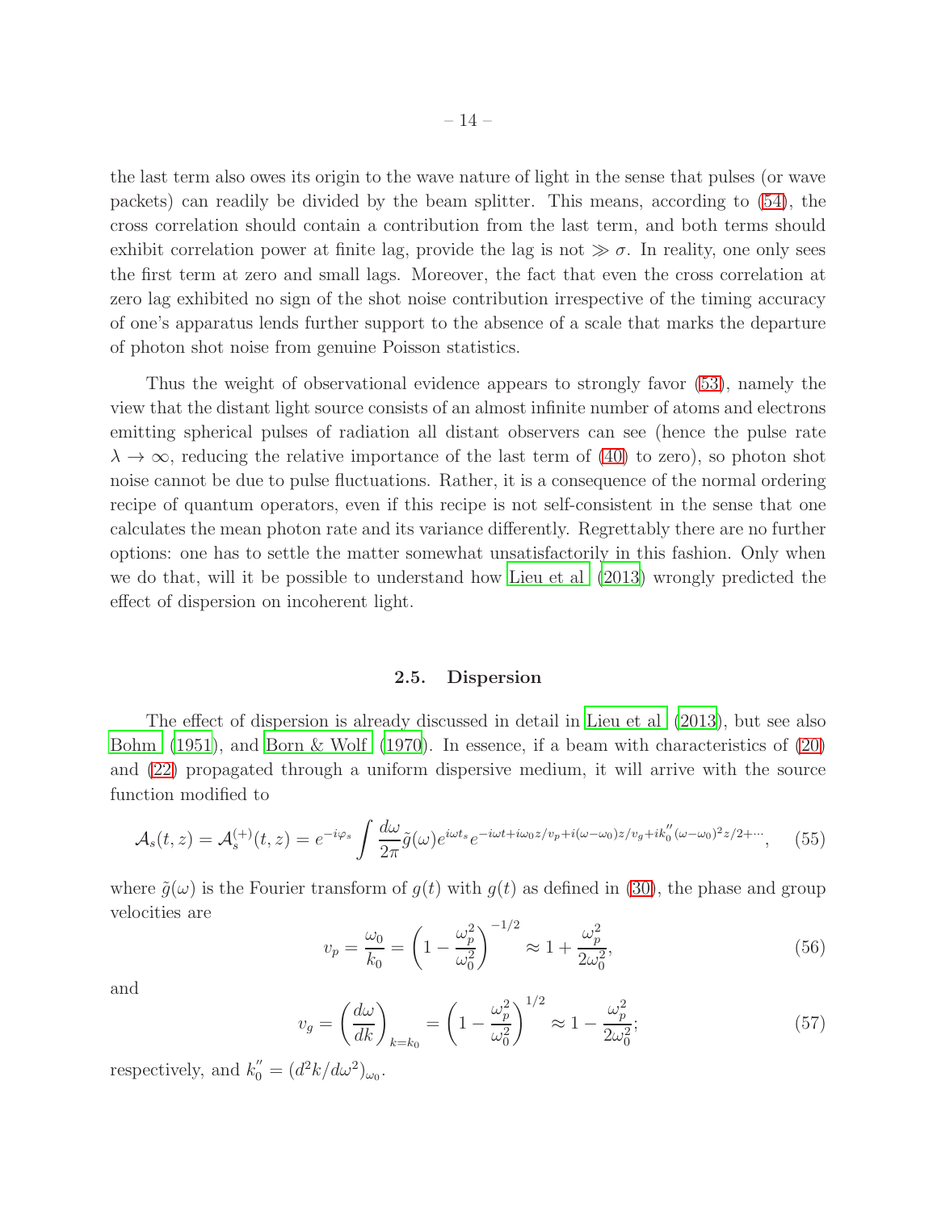the last term also owes its origin to the wave nature of light in the sense that pulses (or wave packets) can readily be divided by the beam splitter. This means, according to (54), the cross correlation should contain a contribution from the last term, and both terms should exhibit correlation power at finite lag, provide the lag is not $\gg \sigma$. In reality, one only sees the first term at zero and small lags. Moreover, the fact that even the cross correlation at zero lag exhibited no sign of the shot noise contribution irrespective of the timing accuracy of one's apparatus lends further support to the absence of a scale that marks the departure of photon shot noise from genuine Poisson statistics.

Thus the weight of observational evidence appears to strongly favor (53), namely the view that the distant light source consists of an almost infinite number of atoms and electrons emitting spherical pulses of radiation all distant observers can see (hence the pulse rate $\lambda \to \infty$, reducing the relative importance of the last term of (40) to zero), so photon shot noise cannot be due to pulse fluctuations. Rather, it is a consequence of the normal ordering recipe of quantum operators, even if this recipe is not self-consistent in the sense that one calculates the mean photon rate and its variance differently. Regrettably there are no further options: one has to settle the matter somewhat unsatisfactorily in this fashion. Only when we do that, will it be possible to understand how Lieu et al (2013) wrongly predicted the effect of dispersion on incoherent light.

### 2.5. Dispersion

The effect of dispersion is already discussed in detail in Lieu et al (2013), but see also Bohm (1951), and Born & Wolf (1970). In essence, if a beam with characteristics of (20) and (22) propagated through a uniform dispersive medium, it will arrive with the source function modified to

$$\mathcal{A}_s(t,z) = \mathcal{A}_s^{(+)}(t,z) = e^{-i\varphi_s} \int \frac{d\omega}{2\pi} \tilde{g}(\omega) e^{i\omega t_s} e^{-i\omega t + i\omega_0 z/v_p + i(\omega-\omega_0)z/v_g + ik_0''(\omega-\omega_0)^2 z/2 + \cdots}, \tag{55}$$

where $\tilde{g}(\omega)$ is the Fourier transform of $g(t)$ with $g(t)$ as defined in (30), the phase and group velocities are

$$v_p = \frac{\omega_0}{k_0} = \left(1 - \frac{\omega_p^2}{\omega_0^2}\right)^{-1/2} \approx 1 + \frac{\omega_p^2}{2\omega_0^2}, \tag{56}$$

and

$$v_g = \left(\frac{d\omega}{dk}\right)_{k=k_0} = \left(1 - \frac{\omega_p^2}{\omega_0^2}\right)^{1/2} \approx 1 - \frac{\omega_p^2}{2\omega_0^2}; \tag{57}$$

respectively, and $k_0'' = (d^2k/d\omega^2)_{\omega_0}$.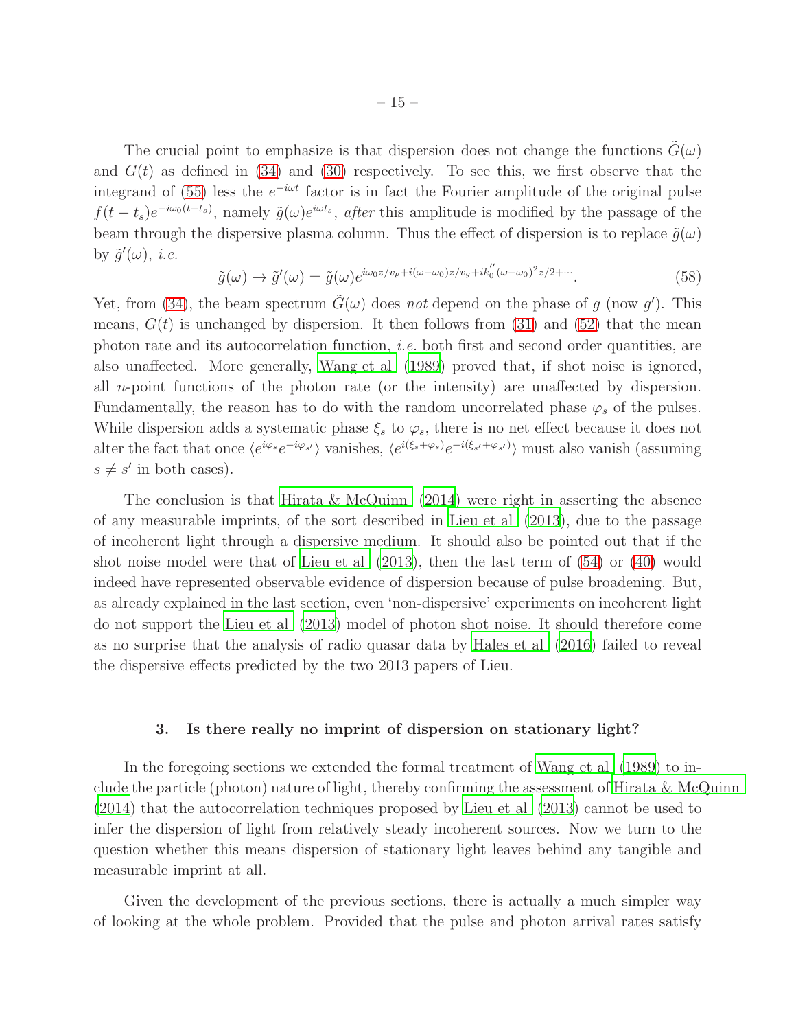The crucial point to emphasize is that dispersion does not change the functions $\tilde{G}(\omega)$ and $G(t)$ as defined in (34) and (30) respectively. To see this, we first observe that the integrand of (55) less the $e^{-i\omega t}$ factor is in fact the Fourier amplitude of the original pulse $f(t-t_s)e^{-i\omega_0(t-t_s)}$, namely $\tilde{g}(\omega)e^{i\omega t_s}$, *after* this amplitude is modified by the passage of the beam through the dispersive plasma column. Thus the effect of dispersion is to replace $\tilde{g}(\omega)$ by $\tilde{g}'(\omega)$, *i.e.*

$$\tilde{g}(\omega) \to \tilde{g}'(\omega) = \tilde{g}(\omega)e^{i\omega_0 z/v_p + i(\omega-\omega_0)z/v_g + ik_0^{''}(\omega-\omega_0)^2 z/2+\cdots}. \tag{58}$$

Yet, from (34), the beam spectrum $\tilde{G}(\omega)$ does *not* depend on the phase of $g$ (now $g'$). This means, $G(t)$ is unchanged by dispersion. It then follows from (31) and (52) that the mean photon rate and its autocorrelation function, *i.e.* both first and second order quantities, are also unaffected. More generally, Wang et al (1989) proved that, if shot noise is ignored, all $n$-point functions of the photon rate (or the intensity) are unaffected by dispersion. Fundamentally, the reason has to do with the random uncorrelated phase $\varphi_s$ of the pulses. While dispersion adds a systematic phase $\xi_s$ to $\varphi_s$, there is no net effect because it does not alter the fact that once $\langle e^{i\varphi_s}e^{-i\varphi_{s'}}\rangle$ vanishes, $\langle e^{i(\xi_s+\varphi_s)}e^{-i(\xi_{s'}+\varphi_{s'})}\rangle$ must also vanish (assuming $s \neq s'$ in both cases).

The conclusion is that Hirata & McQuinn (2014) were right in asserting the absence of any measurable imprints, of the sort described in Lieu et al (2013), due to the passage of incoherent light through a dispersive medium. It should also be pointed out that if the shot noise model were that of Lieu et al (2013), then the last term of (54) or (40) would indeed have represented observable evidence of dispersion because of pulse broadening. But, as already explained in the last section, even 'non-dispersive' experiments on incoherent light do not support the Lieu et al (2013) model of photon shot noise. It should therefore come as no surprise that the analysis of radio quasar data by Hales et al (2016) failed to reveal the dispersive effects predicted by the two 2013 papers of Lieu.

## 3. Is there really no imprint of dispersion on stationary light?

In the foregoing sections we extended the formal treatment of Wang et al (1989) to include the particle (photon) nature of light, thereby confirming the assessment of Hirata & McQuinn (2014) that the autocorrelation techniques proposed by Lieu et al (2013) cannot be used to infer the dispersion of light from relatively steady incoherent sources. Now we turn to the question whether this means dispersion of stationary light leaves behind any tangible and measurable imprint at all.

Given the development of the previous sections, there is actually a much simpler way of looking at the whole problem. Provided that the pulse and photon arrival rates satisfy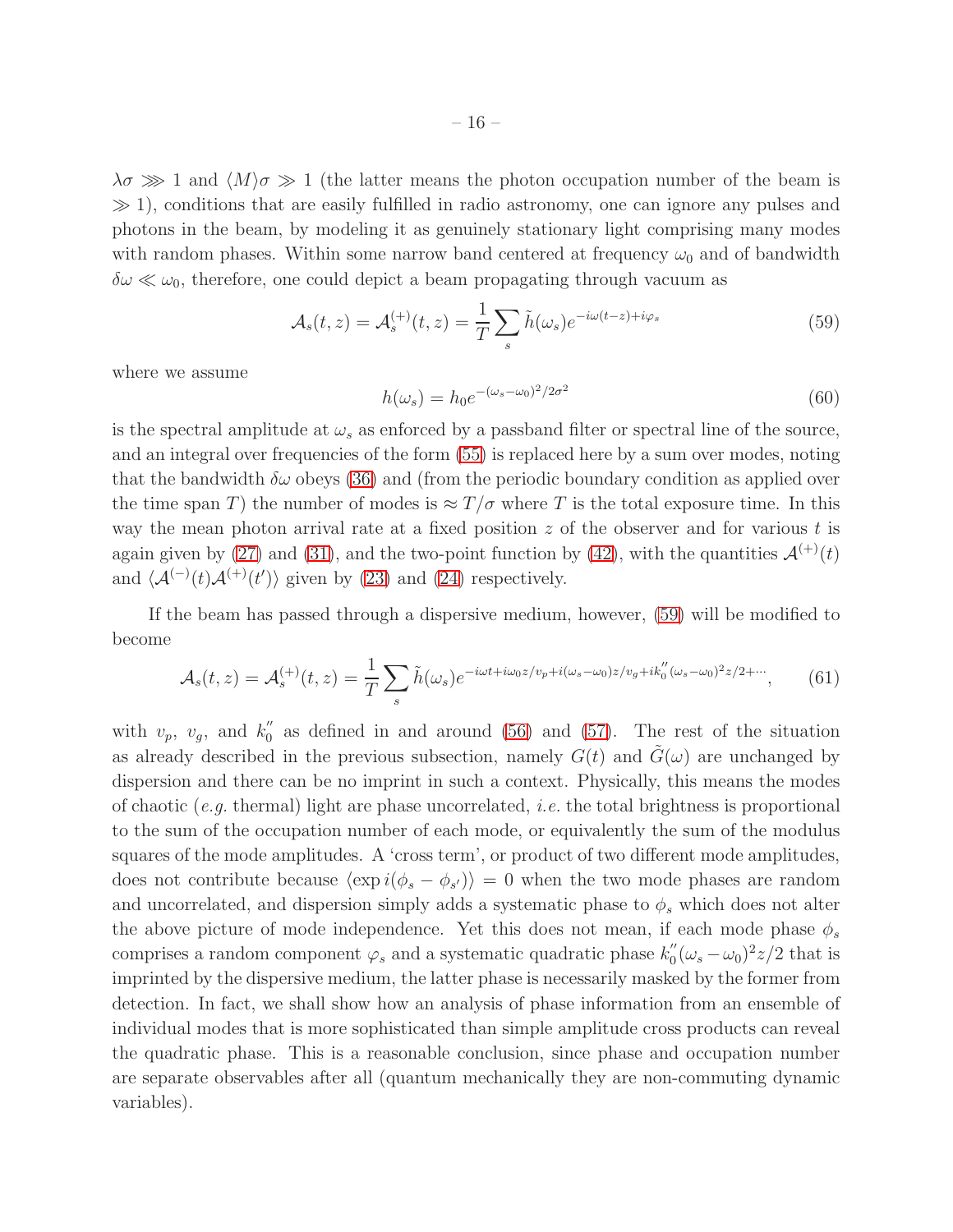$\lambda\sigma \ggg 1$ and $\langle M\rangle\sigma \gg 1$ (the latter means the photon occupation number of the beam is $\gg 1$), conditions that are easily fulfilled in radio astronomy, one can ignore any pulses and photons in the beam, by modeling it as genuinely stationary light comprising many modes with random phases. Within some narrow band centered at frequency $\omega_0$ and of bandwidth $\delta\omega \ll \omega_0$, therefore, one could depict a beam propagating through vacuum as

$$\mathcal{A}_s(t,z) = \mathcal{A}_s^{(+)}(t,z) = \frac{1}{T}\sum_s \tilde{h}(\omega_s)e^{-i\omega(t-z)+i\varphi_s} \tag{59}$$

where we assume

$$h(\omega_s) = h_0 e^{-(\omega_s-\omega_0)^2/2\sigma^2} \tag{60}$$

is the spectral amplitude at $\omega_s$ as enforced by a passband filter or spectral line of the source, and an integral over frequencies of the form (55) is replaced here by a sum over modes, noting that the bandwidth $\delta\omega$ obeys (36) and (from the periodic boundary condition as applied over the time span $T$) the number of modes is $\approx T/\sigma$ where $T$ is the total exposure time. In this way the mean photon arrival rate at a fixed position $z$ of the observer and for various $t$ is again given by (27) and (31), and the two-point function by (42), with the quantities $\mathcal{A}^{(+)}(t)$ and $\langle\mathcal{A}^{(-)}(t)\mathcal{A}^{(+)}(t')\rangle$ given by (23) and (24) respectively.

If the beam has passed through a dispersive medium, however, (59) will be modified to become

$$\mathcal{A}_s(t,z) = \mathcal{A}_s^{(+)}(t,z) = \frac{1}{T}\sum_s \tilde{h}(\omega_s)e^{-i\omega t+i\omega_0 z/v_p+i(\omega_s-\omega_0)z/v_g+ik_0''(\omega_s-\omega_0)^2 z/2+\cdots}, \tag{61}$$

with $v_p$, $v_g$, and $k_0''$ as defined in and around (56) and (57). The rest of the situation as already described in the previous subsection, namely $G(t)$ and $\tilde{G}(\omega)$ are unchanged by dispersion and there can be no imprint in such a context. Physically, this means the modes of chaotic (*e.g.* thermal) light are phase uncorrelated, *i.e.* the total brightness is proportional to the sum of the occupation number of each mode, or equivalently the sum of the modulus squares of the mode amplitudes. A 'cross term', or product of two different mode amplitudes, does not contribute because $\langle \exp i(\phi_s - \phi_{s'})\rangle = 0$ when the two mode phases are random and uncorrelated, and dispersion simply adds a systematic phase to $\phi_s$ which does not alter the above picture of mode independence. Yet this does not mean, if each mode phase $\phi_s$ comprises a random component $\varphi_s$ and a systematic quadratic phase $k_0''(\omega_s-\omega_0)^2 z/2$ that is imprinted by the dispersive medium, the latter phase is necessarily masked by the former from detection. In fact, we shall show how an analysis of phase information from an ensemble of individual modes that is more sophisticated than simple amplitude cross products can reveal the quadratic phase. This is a reasonable conclusion, since phase and occupation number are separate observables after all (quantum mechanically they are non-commuting dynamic variables).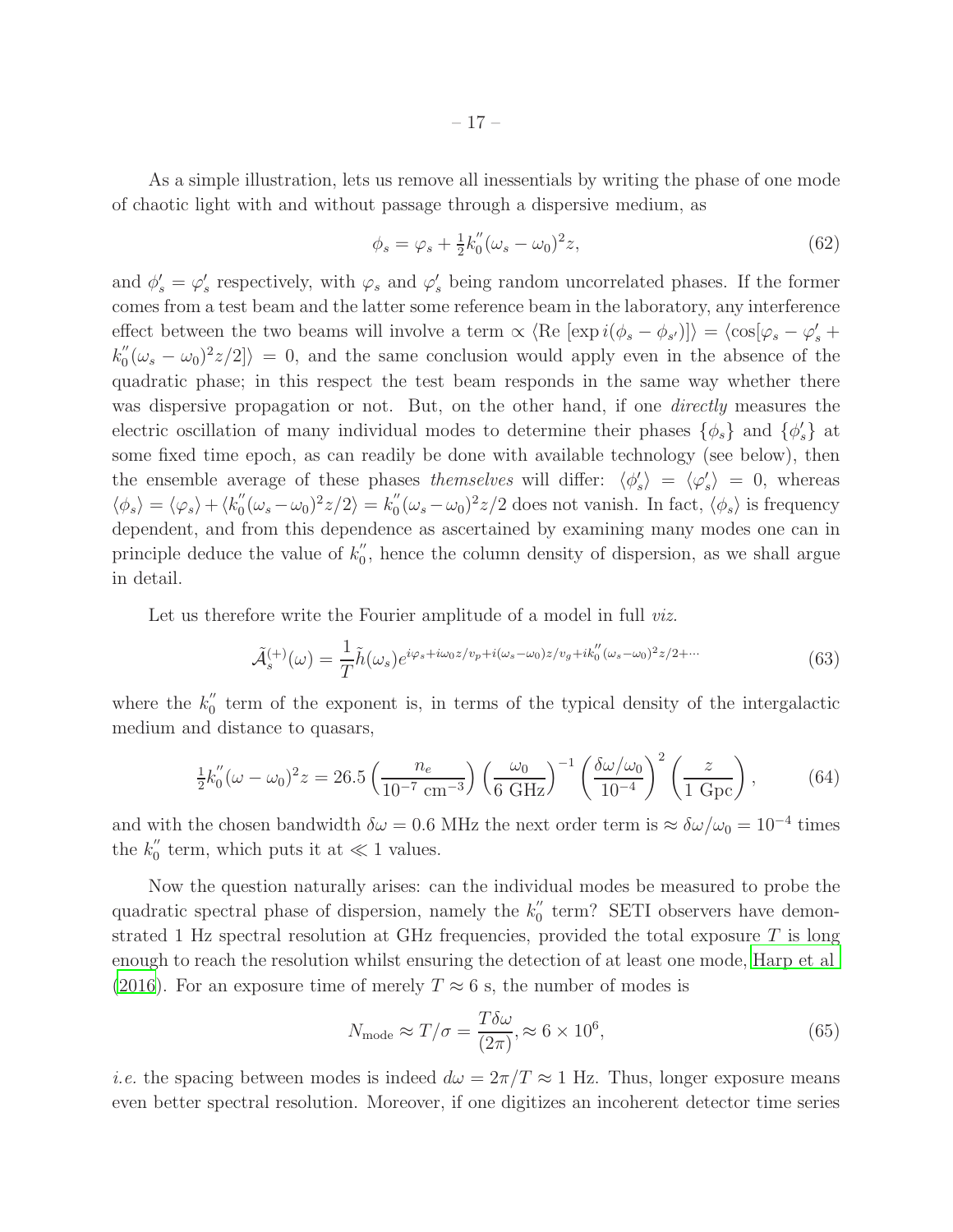As a simple illustration, lets us remove all inessentials by writing the phase of one mode of chaotic light with and without passage through a dispersive medium, as

$$\phi_s = \varphi_s + \tfrac{1}{2} k_0^{''} (\omega_s - \omega_0)^2 z, \tag{62}$$

and $\phi_s' = \varphi_s'$ respectively, with $\varphi_s$ and $\varphi_s'$ being random uncorrelated phases. If the former comes from a test beam and the latter some reference beam in the laboratory, any interference effect between the two beams will involve a term $\propto \langle \mathrm{Re}\ [\exp i(\phi_s - \phi_{s'})] \rangle = \langle \cos[\varphi_s - \varphi_s' + k_0^{''}(\omega_s - \omega_0)^2 z/2] \rangle = 0$, and the same conclusion would apply even in the absence of the quadratic phase; in this respect the test beam responds in the same way whether there was dispersive propagation or not. But, on the other hand, if one *directly* measures the electric oscillation of many individual modes to determine their phases $\{\phi_s\}$ and $\{\phi_s'\}$ at some fixed time epoch, as can readily be done with available technology (see below), then the ensemble average of these phases *themselves* will differ: $\langle \phi_s' \rangle = \langle \varphi_s' \rangle = 0$, whereas $\langle \phi_s \rangle = \langle \varphi_s \rangle + \langle k_0^{''}(\omega_s - \omega_0)^2 z/2 \rangle = k_0^{''}(\omega_s - \omega_0)^2 z/2$ does not vanish. In fact, $\langle \phi_s \rangle$ is frequency dependent, and from this dependence as ascertained by examining many modes one can in principle deduce the value of $k_0^{''}$, hence the column density of dispersion, as we shall argue in detail.

Let us therefore write the Fourier amplitude of a model in full *viz.*

$$\tilde{\mathcal{A}}_s^{(+)}(\omega) = \frac{1}{T} \tilde{h}(\omega_s) e^{i\varphi_s + i\omega_0 z/v_p + i(\omega_s - \omega_0) z/v_g + i k_0^{''} (\omega_s - \omega_0)^2 z/2 + \cdots} \tag{63}$$

where the $k_0^{''}$ term of the exponent is, in terms of the typical density of the intergalactic medium and distance to quasars,

$$\tfrac{1}{2} k_0^{''} (\omega - \omega_0)^2 z = 26.5 \left( \frac{n_e}{10^{-7}\ \mathrm{cm}^{-3}} \right) \left( \frac{\omega_0}{6\ \mathrm{GHz}} \right)^{-1} \left( \frac{\delta\omega/\omega_0}{10^{-4}} \right)^2 \left( \frac{z}{1\ \mathrm{Gpc}} \right), \tag{64}$$

and with the chosen bandwidth $\delta\omega = 0.6$ MHz the next order term is $\approx \delta\omega/\omega_0 = 10^{-4}$ times the $k_0^{''}$ term, which puts it at $\ll 1$ values.

Now the question naturally arises: can the individual modes be measured to probe the quadratic spectral phase of dispersion, namely the $k_0^{''}$ term? SETI observers have demonstrated 1 Hz spectral resolution at GHz frequencies, provided the total exposure $T$ is long enough to reach the resolution whilst ensuring the detection of at least one mode, Harp et al (2016). For an exposure time of merely $T \approx 6$ s, the number of modes is

$$N_{\mathrm{mode}} \approx T/\sigma = \frac{T\delta\omega}{(2\pi)}, \approx 6 \times 10^6, \tag{65}$$

*i.e.* the spacing between modes is indeed $d\omega = 2\pi/T \approx 1$ Hz. Thus, longer exposure means even better spectral resolution. Moreover, if one digitizes an incoherent detector time series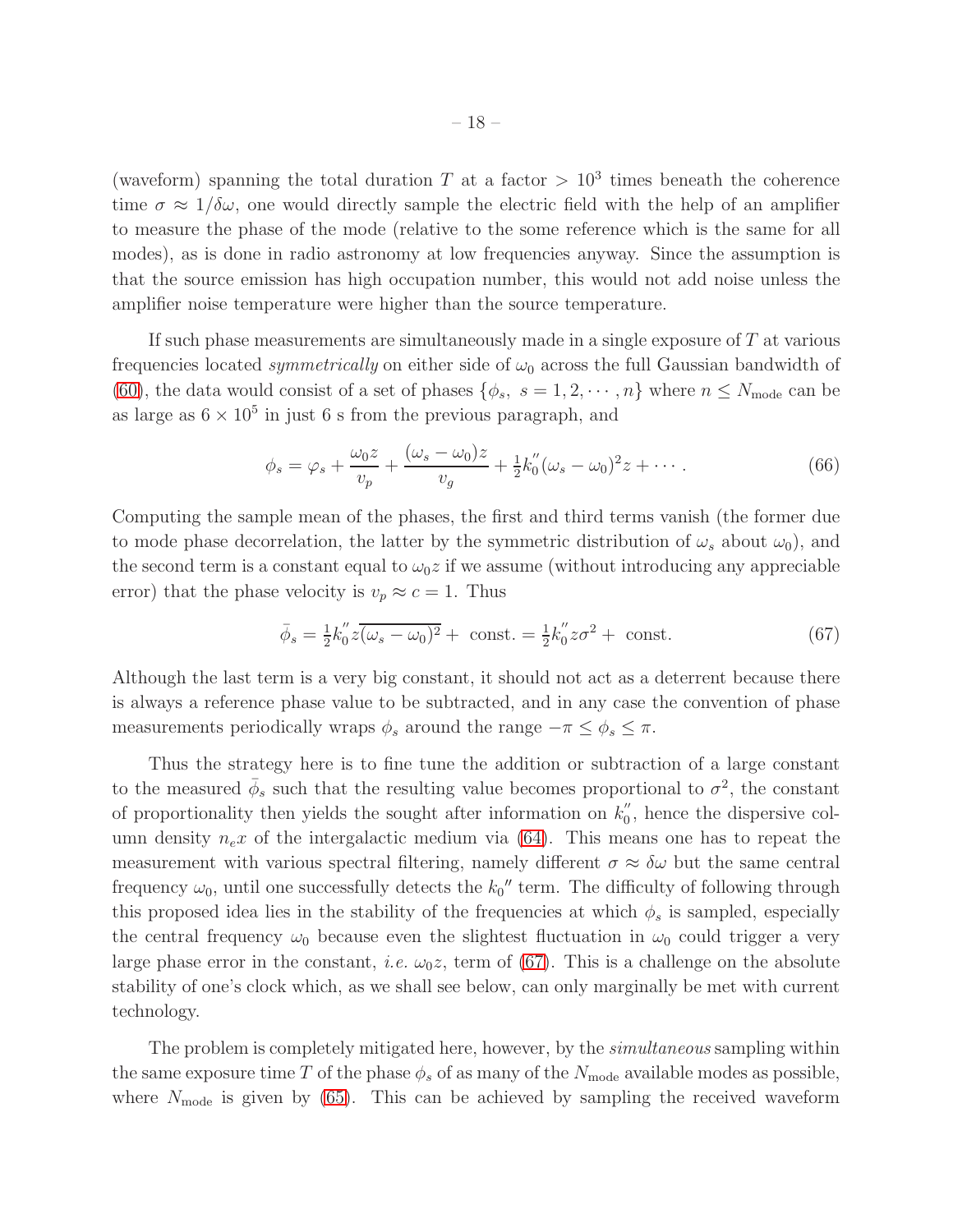(waveform) spanning the total duration $T$ at a factor $> 10^3$ times beneath the coherence time $\sigma \approx 1/\delta\omega$, one would directly sample the electric field with the help of an amplifier to measure the phase of the mode (relative to the some reference which is the same for all modes), as is done in radio astronomy at low frequencies anyway. Since the assumption is that the source emission has high occupation number, this would not add noise unless the amplifier noise temperature were higher than the source temperature.

If such phase measurements are simultaneously made in a single exposure of $T$ at various frequencies located *symmetrically* on either side of $\omega_0$ across the full Gaussian bandwidth of (60), the data would consist of a set of phases $\{\phi_s,\ s = 1, 2, \cdots, n\}$ where $n \leq N_{\rm mode}$ can be as large as $6 \times 10^5$ in just 6 s from the previous paragraph, and

$$\phi_s = \varphi_s + \frac{\omega_0 z}{v_p} + \frac{(\omega_s - \omega_0)z}{v_g} + \tfrac{1}{2}k_0^{''}(\omega_s - \omega_0)^2 z + \cdots . \tag{66}$$

Computing the sample mean of the phases, the first and third terms vanish (the former due to mode phase decorrelation, the latter by the symmetric distribution of $\omega_s$ about $\omega_0$), and the second term is a constant equal to $\omega_0 z$ if we assume (without introducing any appreciable error) that the phase velocity is $v_p \approx c = 1$. Thus

$$\bar{\phi}_s = \tfrac{1}{2}k_0^{''} z\overline{(\omega_s - \omega_0)^2} + \text{ const.} = \tfrac{1}{2}k_0^{''} z\sigma^2 + \text{ const.} \tag{67}$$

Although the last term is a very big constant, it should not act as a deterrent because there is always a reference phase value to be subtracted, and in any case the convention of phase measurements periodically wraps $\phi_s$ around the range $-\pi \leq \phi_s \leq \pi$.

Thus the strategy here is to fine tune the addition or subtraction of a large constant to the measured $\bar{\phi}_s$ such that the resulting value becomes proportional to $\sigma^2$, the constant of proportionality then yields the sought after information on $k_0^{''}$, hence the dispersive column density $n_e x$ of the intergalactic medium via (64). This means one has to repeat the measurement with various spectral filtering, namely different $\sigma \approx \delta\omega$ but the same central frequency $\omega_0$, until one successfully detects the $k_0{''}$ term. The difficulty of following through this proposed idea lies in the stability of the frequencies at which $\phi_s$ is sampled, especially the central frequency $\omega_0$ because even the slightest fluctuation in $\omega_0$ could trigger a very large phase error in the constant, *i.e.* $\omega_0 z$, term of (67). This is a challenge on the absolute stability of one's clock which, as we shall see below, can only marginally be met with current technology.

The problem is completely mitigated here, however, by the *simultaneous* sampling within the same exposure time $T$ of the phase $\phi_s$ of as many of the $N_{\rm mode}$ available modes as possible, where $N_{\rm mode}$ is given by (65). This can be achieved by sampling the received waveform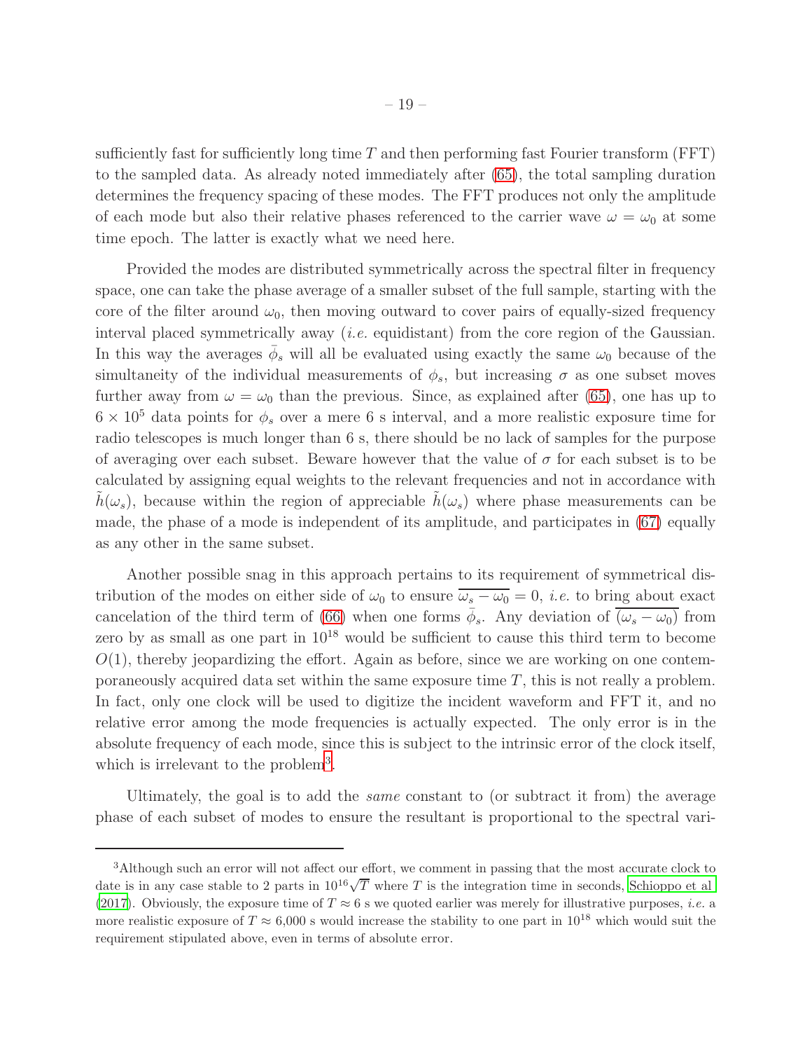sufficiently fast for sufficiently long time $T$ and then performing fast Fourier transform (FFT) to the sampled data. As already noted immediately after (65), the total sampling duration determines the frequency spacing of these modes. The FFT produces not only the amplitude of each mode but also their relative phases referenced to the carrier wave $\omega = \omega_0$ at some time epoch. The latter is exactly what we need here.

Provided the modes are distributed symmetrically across the spectral filter in frequency space, one can take the phase average of a smaller subset of the full sample, starting with the core of the filter around $\omega_0$, then moving outward to cover pairs of equally-sized frequency interval placed symmetrically away (*i.e.* equidistant) from the core region of the Gaussian. In this way the averages $\bar{\phi}_s$ will all be evaluated using exactly the same $\omega_0$ because of the simultaneity of the individual measurements of $\phi_s$, but increasing $\sigma$ as one subset moves further away from $\omega = \omega_0$ than the previous. Since, as explained after (65), one has up to $6 \times 10^5$ data points for $\phi_s$ over a mere 6 s interval, and a more realistic exposure time for radio telescopes is much longer than 6 s, there should be no lack of samples for the purpose of averaging over each subset. Beware however that the value of $\sigma$ for each subset is to be calculated by assigning equal weights to the relevant frequencies and not in accordance with $\tilde{h}(\omega_s)$, because within the region of appreciable $\tilde{h}(\omega_s)$ where phase measurements can be made, the phase of a mode is independent of its amplitude, and participates in (67) equally as any other in the same subset.

Another possible snag in this approach pertains to its requirement of symmetrical distribution of the modes on either side of $\omega_0$ to ensure $\overline{\omega_s - \omega_0} = 0$, *i.e.* to bring about exact cancelation of the third term of (66) when one forms $\bar{\phi}_s$. Any deviation of $\overline{(\omega_s - \omega_0)}$ from zero by as small as one part in $10^{18}$ would be sufficient to cause this third term to become $O(1)$, thereby jeopardizing the effort. Again as before, since we are working on one contemporaneously acquired data set within the same exposure time $T$, this is not really a problem. In fact, only one clock will be used to digitize the incident waveform and FFT it, and no relative error among the mode frequencies is actually expected. The only error is in the absolute frequency of each mode, since this is subject to the intrinsic error of the clock itself, which is irrelevant to the problem[3].

Ultimately, the goal is to add the *same* constant to (or subtract it from) the average phase of each subset of modes to ensure the resultant is proportional to the spectral vari-

---

[3]Although such an error will not affect our effort, we comment in passing that the most accurate clock to date is in any case stable to 2 parts in $10^{16}\sqrt{T}$ where $T$ is the integration time in seconds, Schioppo et al (2017). Obviously, the exposure time of $T \approx 6$ s we quoted earlier was merely for illustrative purposes, *i.e.* a more realistic exposure of $T \approx 6{,}000$ s would increase the stability to one part in $10^{18}$ which would suit the requirement stipulated above, even in terms of absolute error.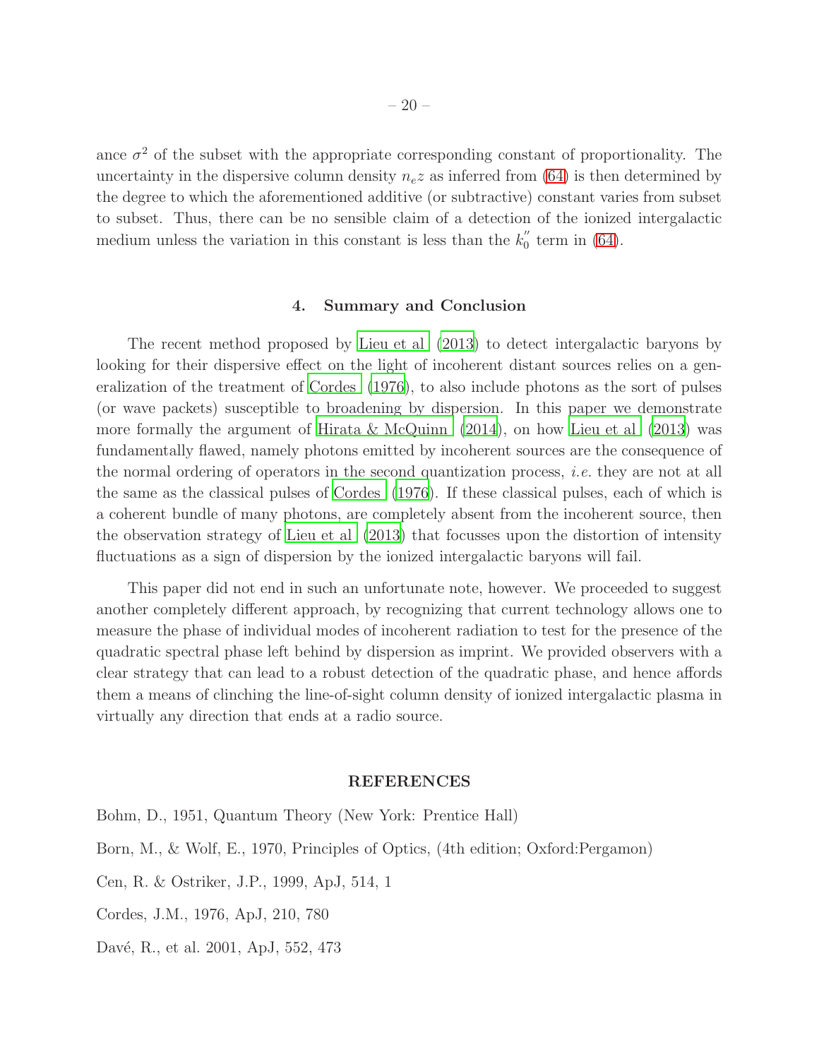ance $\sigma^2$ of the subset with the appropriate corresponding constant of proportionality. The uncertainty in the dispersive column density $n_e z$ as inferred from (64) is then determined by the degree to which the aforementioned additive (or subtractive) constant varies from subset to subset. Thus, there can be no sensible claim of a detection of the ionized intergalactic medium unless the variation in this constant is less than the $k_0''$ term in (64).

## 4. Summary and Conclusion

The recent method proposed by Lieu et al. (2013) to detect intergalactic baryons by looking for their dispersive effect on the light of incoherent distant sources relies on a generalization of the treatment of Cordes (1976), to also include photons as the sort of pulses (or wave packets) susceptible to broadening by dispersion. In this paper we demonstrate more formally the argument of Hirata & McQuinn (2014), on how Lieu et al. (2013) was fundamentally flawed, namely photons emitted by incoherent sources are the consequence of the normal ordering of operators in the second quantization process, *i.e.* they are not at all the same as the classical pulses of Cordes (1976). If these classical pulses, each of which is a coherent bundle of many photons, are completely absent from the incoherent source, then the observation strategy of Lieu et al. (2013) that focusses upon the distortion of intensity fluctuations as a sign of dispersion by the ionized intergalactic baryons will fail.

This paper did not end in such an unfortunate note, however. We proceeded to suggest another completely different approach, by recognizing that current technology allows one to measure the phase of individual modes of incoherent radiation to test for the presence of the quadratic spectral phase left behind by dispersion as imprint. We provided observers with a clear strategy that can lead to a robust detection of the quadratic phase, and hence affords them a means of clinching the line-of-sight column density of ionized intergalactic plasma in virtually any direction that ends at a radio source.

## REFERENCES

Bohm, D., 1951, Quantum Theory (New York: Prentice Hall)

Born, M., & Wolf, E., 1970, Principles of Optics, (4th edition; Oxford:Pergamon)

Cen, R. & Ostriker, J.P., 1999, ApJ, 514, 1

Cordes, J.M., 1976, ApJ, 210, 780

Davé, R., et al. 2001, ApJ, 552, 473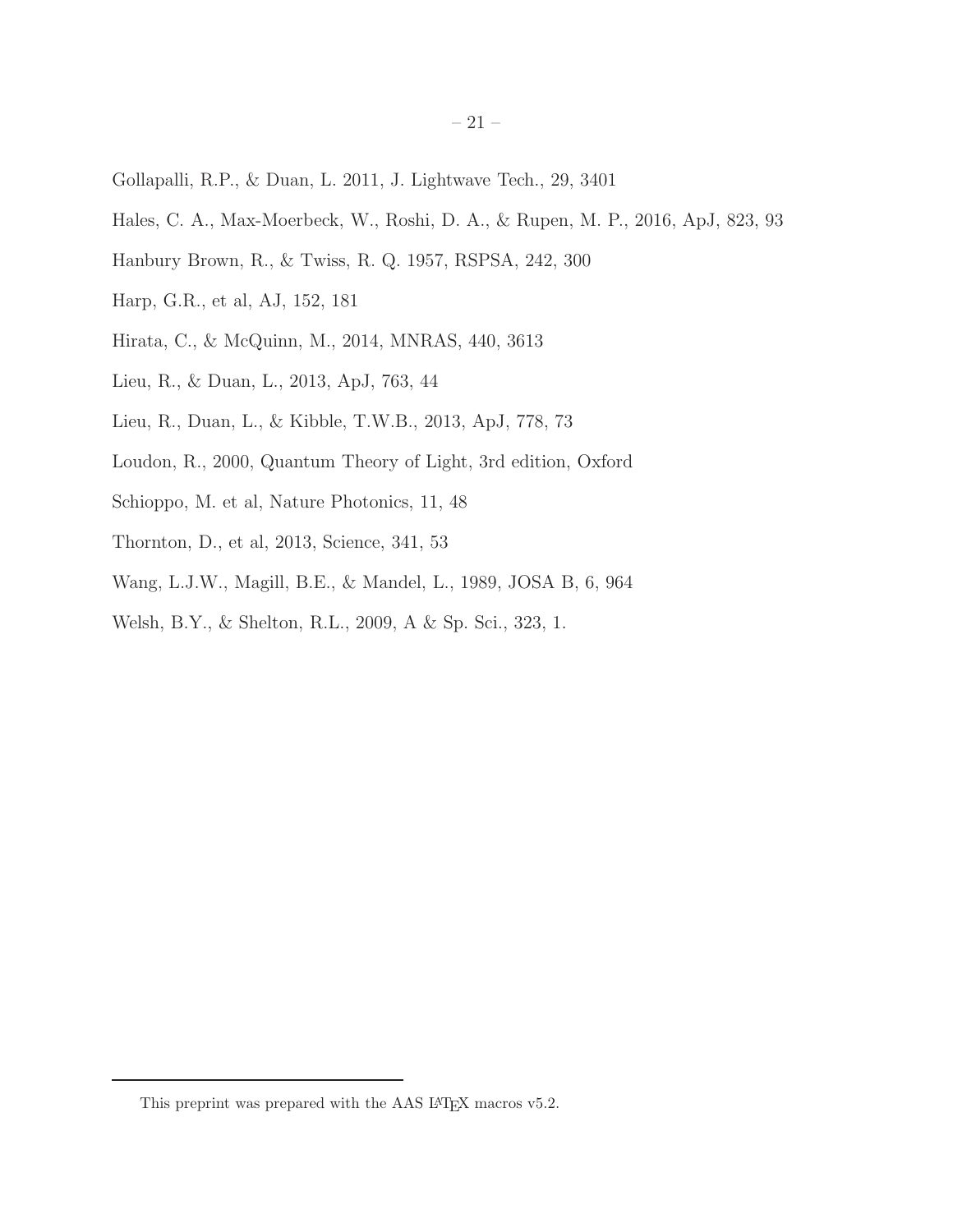Gollapalli, R.P., & Duan, L. 2011, J. Lightwave Tech., 29, 3401

Hales, C. A., Max-Moerbeck, W., Roshi, D. A., & Rupen, M. P., 2016, ApJ, 823, 93

Hanbury Brown, R., & Twiss, R. Q. 1957, RSPSA, 242, 300

Harp, G.R., et al, AJ, 152, 181

Hirata, C., & McQuinn, M., 2014, MNRAS, 440, 3613

Lieu, R., & Duan, L., 2013, ApJ, 763, 44

Lieu, R., Duan, L., & Kibble, T.W.B., 2013, ApJ, 778, 73

Loudon, R., 2000, Quantum Theory of Light, 3rd edition, Oxford

Schioppo, M. et al, Nature Photonics, 11, 48

Thornton, D., et al, 2013, Science, 341, 53

Wang, L.J.W., Magill, B.E., & Mandel, L., 1989, JOSA B, 6, 964

Welsh, B.Y., & Shelton, R.L., 2009, A & Sp. Sci., 323, 1.

This preprint was prepared with the AAS LaTeX macros v5.2.